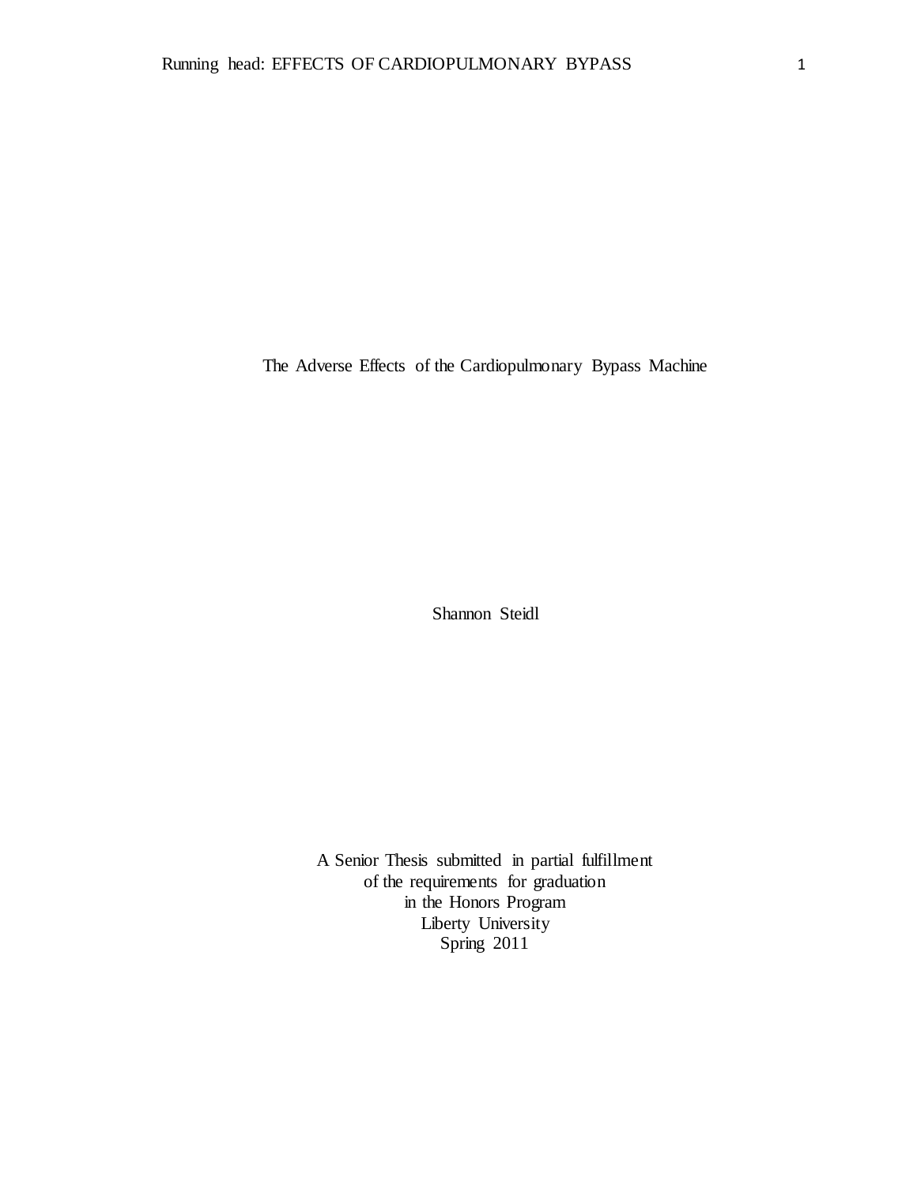# The Adverse Effects of the Cardiopulmonary Bypass Machine

Shannon Steidl

A Senior Thesis submitted in partial fulfillment
of the requirements for graduation
in the Honors Program
Liberty University
Spring 2011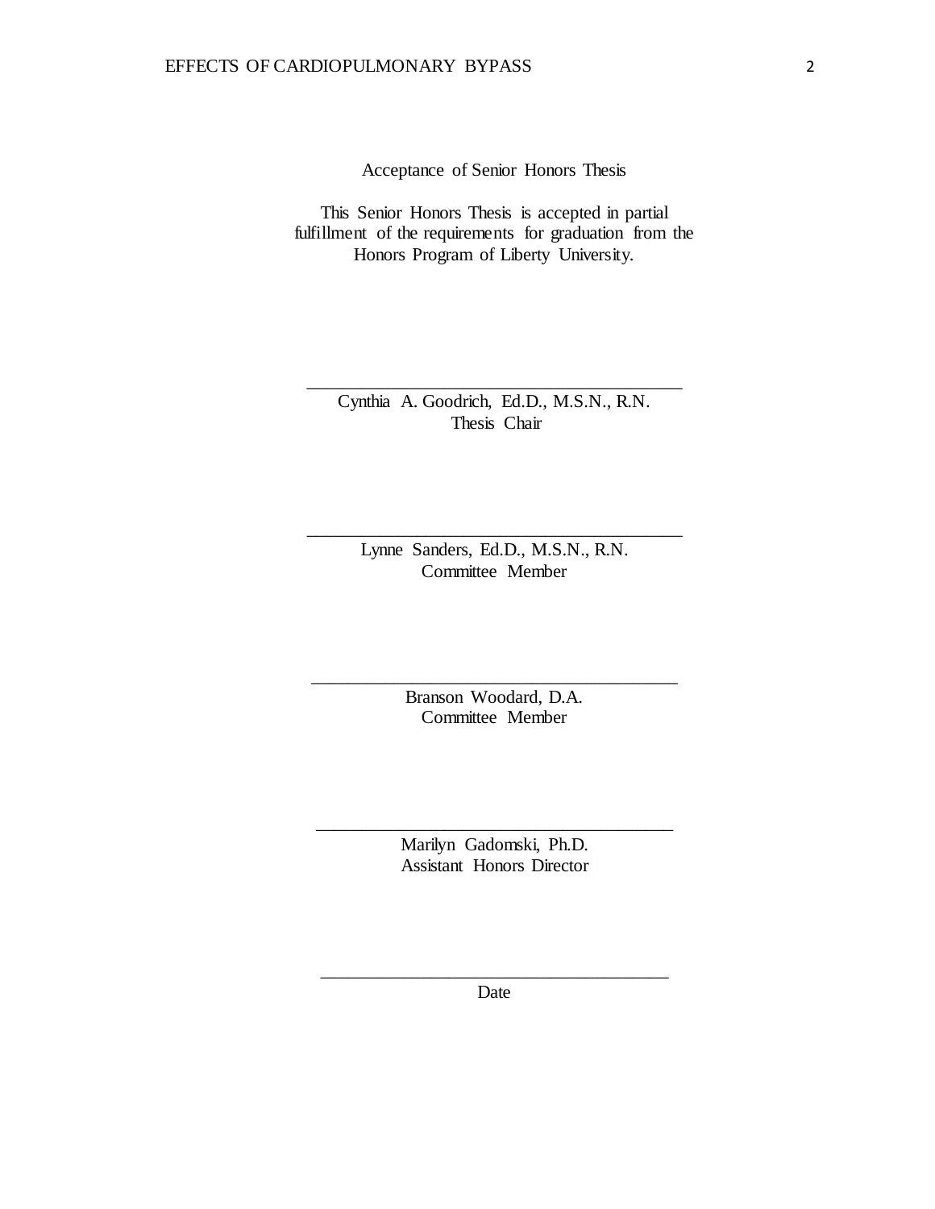Acceptance of Senior Honors Thesis

This Senior Honors Thesis is accepted in partial fulfillment of the requirements for graduation from the Honors Program of Liberty University.

______________________________
Cynthia A. Goodrich, Ed.D., M.S.N., R.N.
Thesis Chair

______________________________
Lynne Sanders, Ed.D., M.S.N., R.N.
Committee Member

______________________________
Branson Woodard, D.A.
Committee Member

______________________________
Marilyn Gadomski, Ph.D.
Assistant Honors Director

______________________________
Date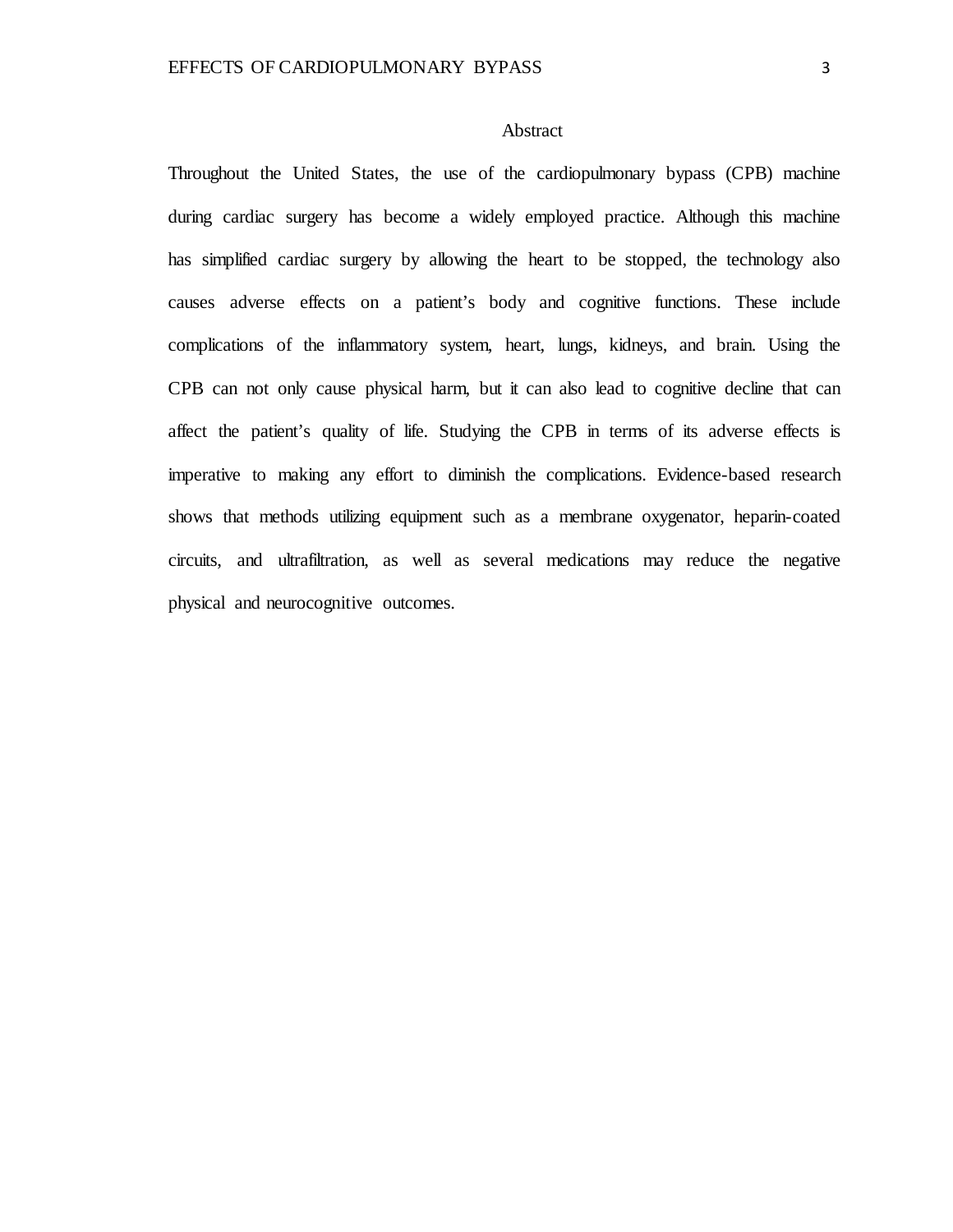# Abstract

Throughout the United States, the use of the cardiopulmonary bypass (CPB) machine during cardiac surgery has become a widely employed practice. Although this machine has simplified cardiac surgery by allowing the heart to be stopped, the technology also causes adverse effects on a patient's body and cognitive functions. These include complications of the inflammatory system, heart, lungs, kidneys, and brain. Using the CPB can not only cause physical harm, but it can also lead to cognitive decline that can affect the patient's quality of life. Studying the CPB in terms of its adverse effects is imperative to making any effort to diminish the complications. Evidence-based research shows that methods utilizing equipment such as a membrane oxygenator, heparin-coated circuits, and ultrafiltration, as well as several medications may reduce the negative physical and neurocognitive outcomes.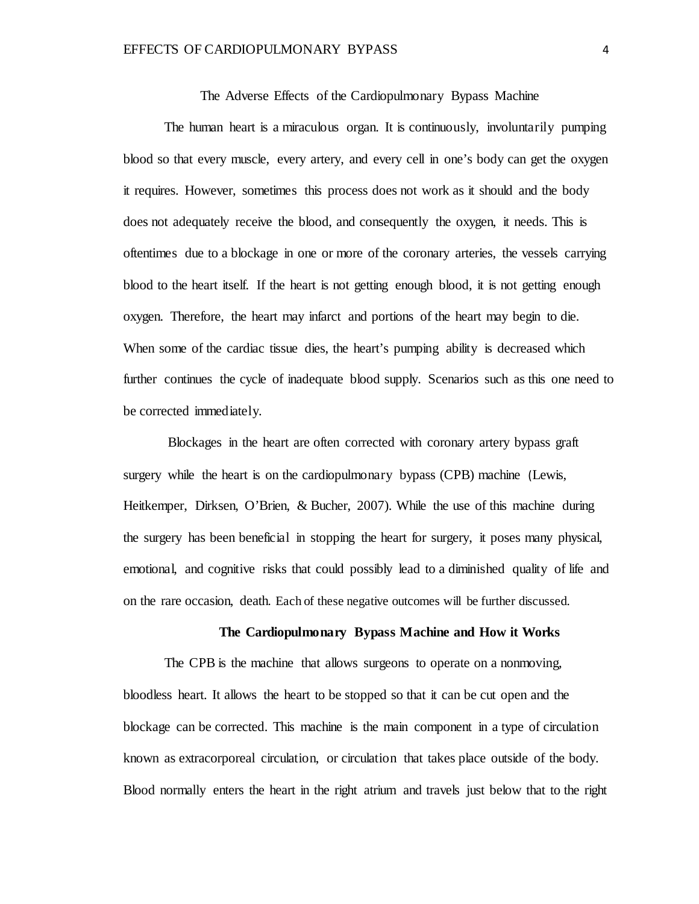# The Adverse Effects of the Cardiopulmonary Bypass Machine

The human heart is a miraculous organ. It is continuously, involuntarily pumping blood so that every muscle, every artery, and every cell in one's body can get the oxygen it requires. However, sometimes this process does not work as it should and the body does not adequately receive the blood, and consequently the oxygen, it needs. This is oftentimes due to a blockage in one or more of the coronary arteries, the vessels carrying blood to the heart itself. If the heart is not getting enough blood, it is not getting enough oxygen. Therefore, the heart may infarct and portions of the heart may begin to die. When some of the cardiac tissue dies, the heart's pumping ability is decreased which further continues the cycle of inadequate blood supply. Scenarios such as this one need to be corrected immediately.

Blockages in the heart are often corrected with coronary artery bypass graft surgery while the heart is on the cardiopulmonary bypass (CPB) machine (Lewis, Heitkemper, Dirksen, O'Brien, & Bucher, 2007). While the use of this machine during the surgery has been beneficial in stopping the heart for surgery, it poses many physical, emotional, and cognitive risks that could possibly lead to a diminished quality of life and on the rare occasion, death. Each of these negative outcomes will be further discussed.

## The Cardiopulmonary Bypass Machine and How it Works

The CPB is the machine that allows surgeons to operate on a nonmoving, bloodless heart. It allows the heart to be stopped so that it can be cut open and the blockage can be corrected. This machine is the main component in a type of circulation known as extracorporeal circulation, or circulation that takes place outside of the body. Blood normally enters the heart in the right atrium and travels just below that to the right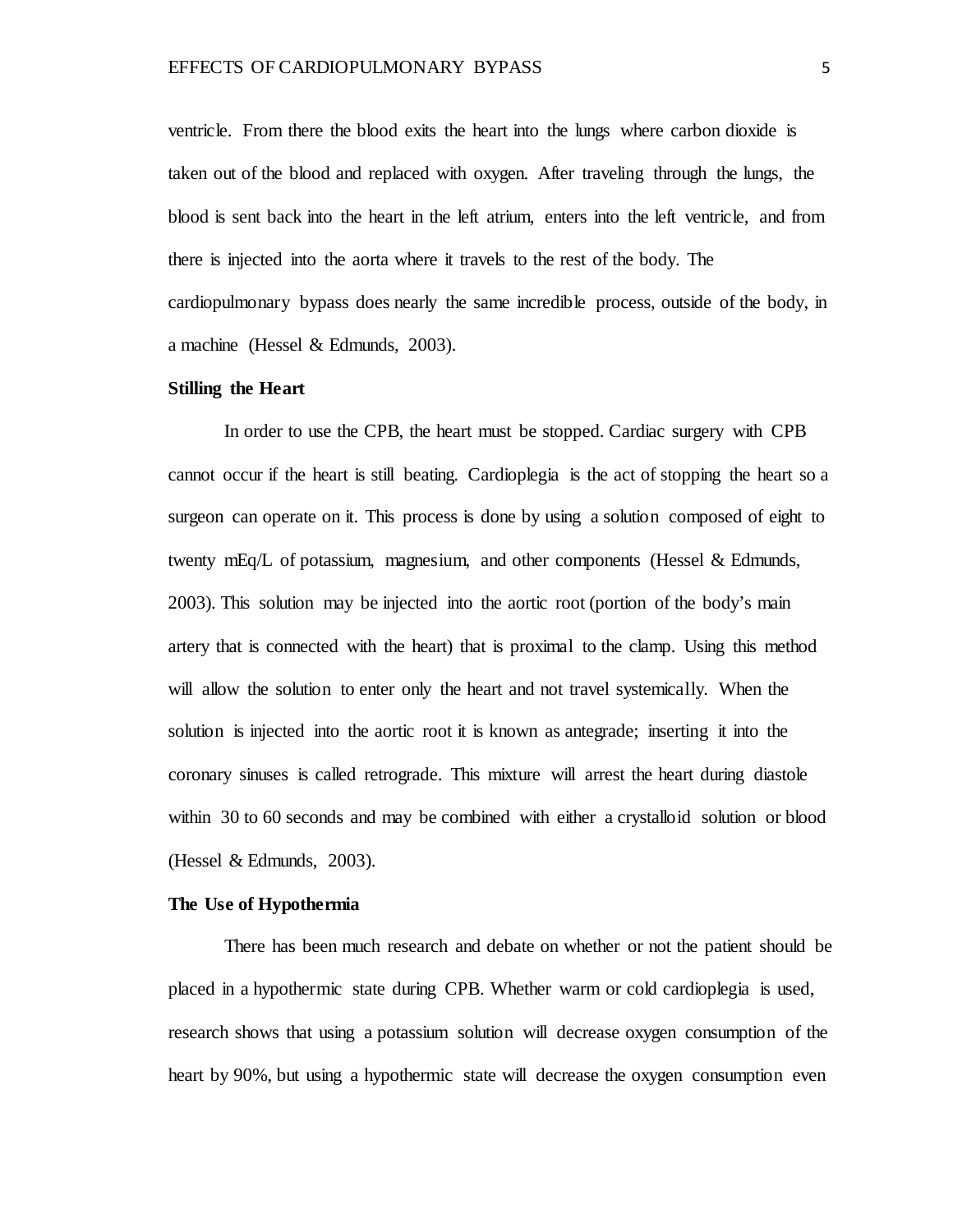ventricle. From there the blood exits the heart into the lungs where carbon dioxide is taken out of the blood and replaced with oxygen. After traveling through the lungs, the blood is sent back into the heart in the left atrium, enters into the left ventricle, and from there is injected into the aorta where it travels to the rest of the body. The cardiopulmonary bypass does nearly the same incredible process, outside of the body, in a machine (Hessel & Edmunds, 2003).

### Stilling the Heart

In order to use the CPB, the heart must be stopped. Cardiac surgery with CPB cannot occur if the heart is still beating. Cardioplegia is the act of stopping the heart so a surgeon can operate on it. This process is done by using a solution composed of eight to twenty mEq/L of potassium, magnesium, and other components (Hessel & Edmunds, 2003). This solution may be injected into the aortic root (portion of the body's main artery that is connected with the heart) that is proximal to the clamp. Using this method will allow the solution to enter only the heart and not travel systemically. When the solution is injected into the aortic root it is known as antegrade; inserting it into the coronary sinuses is called retrograde. This mixture will arrest the heart during diastole within 30 to 60 seconds and may be combined with either a crystalloid solution or blood (Hessel & Edmunds, 2003).

### The Use of Hypothermia

There has been much research and debate on whether or not the patient should be placed in a hypothermic state during CPB. Whether warm or cold cardioplegia is used, research shows that using a potassium solution will decrease oxygen consumption of the heart by 90%, but using a hypothermic state will decrease the oxygen consumption even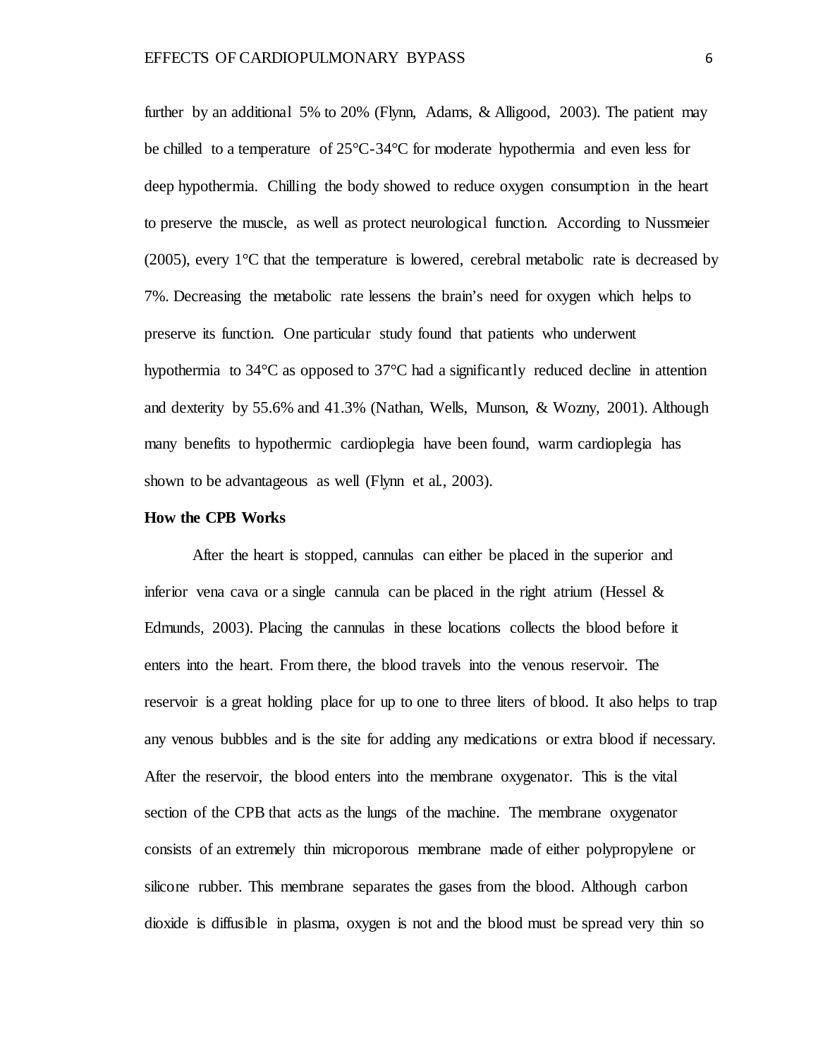further by an additional 5% to 20% (Flynn, Adams, & Alligood, 2003). The patient may be chilled to a temperature of 25°C-34°C for moderate hypothermia and even less for deep hypothermia. Chilling the body showed to reduce oxygen consumption in the heart to preserve the muscle, as well as protect neurological function. According to Nussmeier (2005), every 1°C that the temperature is lowered, cerebral metabolic rate is decreased by 7%. Decreasing the metabolic rate lessens the brain's need for oxygen which helps to preserve its function. One particular study found that patients who underwent hypothermia to 34°C as opposed to 37°C had a significantly reduced decline in attention and dexterity by 55.6% and 41.3% (Nathan, Wells, Munson, & Wozny, 2001). Although many benefits to hypothermic cardioplegia have been found, warm cardioplegia has shown to be advantageous as well (Flynn et al., 2003).

**How the CPB Works**

After the heart is stopped, cannulas can either be placed in the superior and inferior vena cava or a single cannula can be placed in the right atrium (Hessel & Edmunds, 2003). Placing the cannulas in these locations collects the blood before it enters into the heart. From there, the blood travels into the venous reservoir. The reservoir is a great holding place for up to one to three liters of blood. It also helps to trap any venous bubbles and is the site for adding any medications or extra blood if necessary. After the reservoir, the blood enters into the membrane oxygenator. This is the vital section of the CPB that acts as the lungs of the machine. The membrane oxygenator consists of an extremely thin microporous membrane made of either polypropylene or silicone rubber. This membrane separates the gases from the blood. Although carbon dioxide is diffusible in plasma, oxygen is not and the blood must be spread very thin so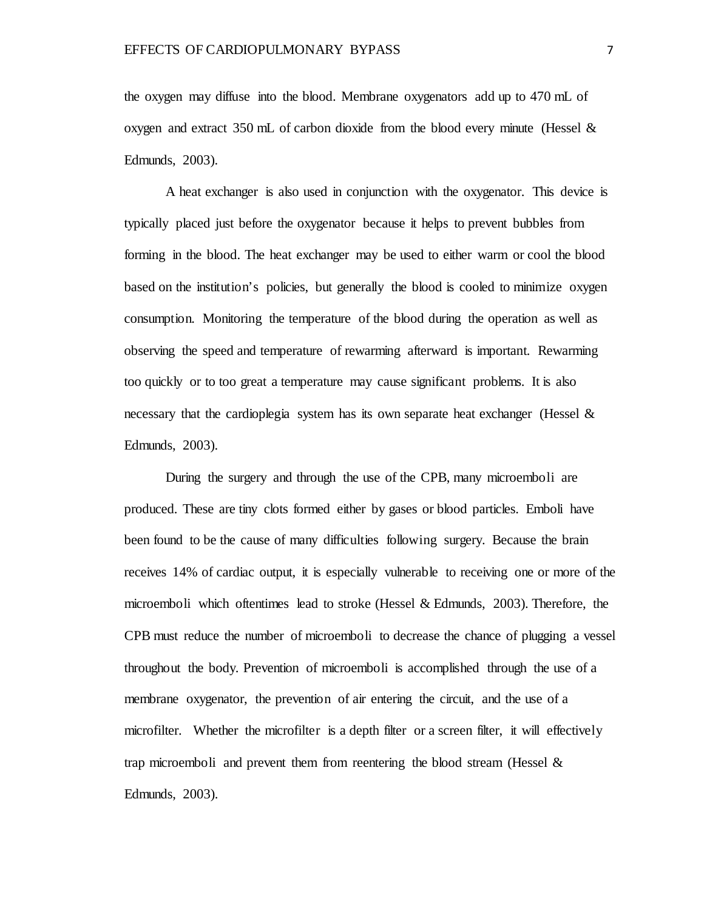the oxygen may diffuse into the blood. Membrane oxygenators add up to 470 mL of oxygen and extract 350 mL of carbon dioxide from the blood every minute (Hessel & Edmunds, 2003).

A heat exchanger is also used in conjunction with the oxygenator. This device is typically placed just before the oxygenator because it helps to prevent bubbles from forming in the blood. The heat exchanger may be used to either warm or cool the blood based on the institution's policies, but generally the blood is cooled to minimize oxygen consumption. Monitoring the temperature of the blood during the operation as well as observing the speed and temperature of rewarming afterward is important. Rewarming too quickly or to too great a temperature may cause significant problems. It is also necessary that the cardioplegia system has its own separate heat exchanger (Hessel & Edmunds, 2003).

During the surgery and through the use of the CPB, many microemboli are produced. These are tiny clots formed either by gases or blood particles. Emboli have been found to be the cause of many difficulties following surgery. Because the brain receives 14% of cardiac output, it is especially vulnerable to receiving one or more of the microemboli which oftentimes lead to stroke (Hessel & Edmunds, 2003). Therefore, the CPB must reduce the number of microemboli to decrease the chance of plugging a vessel throughout the body. Prevention of microemboli is accomplished through the use of a membrane oxygenator, the prevention of air entering the circuit, and the use of a microfilter. Whether the microfilter is a depth filter or a screen filter, it will effectively trap microemboli and prevent them from reentering the blood stream (Hessel & Edmunds, 2003).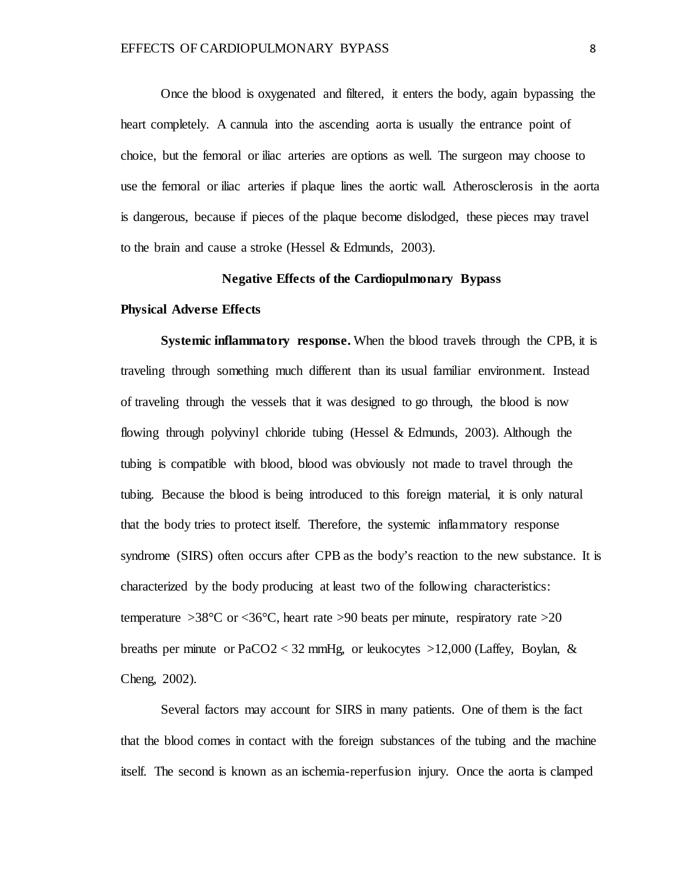Once the blood is oxygenated and filtered, it enters the body, again bypassing the heart completely. A cannula into the ascending aorta is usually the entrance point of choice, but the femoral or iliac arteries are options as well. The surgeon may choose to use the femoral or iliac arteries if plaque lines the aortic wall. Atherosclerosis in the aorta is dangerous, because if pieces of the plaque become dislodged, these pieces may travel to the brain and cause a stroke (Hessel & Edmunds, 2003).

## Negative Effects of the Cardiopulmonary Bypass

### Physical Adverse Effects

**Systemic inflammatory response.** When the blood travels through the CPB, it is traveling through something much different than its usual familiar environment. Instead of traveling through the vessels that it was designed to go through, the blood is now flowing through polyvinyl chloride tubing (Hessel & Edmunds, 2003). Although the tubing is compatible with blood, blood was obviously not made to travel through the tubing. Because the blood is being introduced to this foreign material, it is only natural that the body tries to protect itself. Therefore, the systemic inflammatory response syndrome (SIRS) often occurs after CPB as the body's reaction to the new substance. It is characterized by the body producing at least two of the following characteristics: temperature >38°C or <36°C, heart rate >90 beats per minute, respiratory rate >20 breaths per minute or $PaCO_2$ < 32 mmHg, or leukocytes >12,000 (Laffey, Boylan, & Cheng, 2002).

Several factors may account for SIRS in many patients. One of them is the fact that the blood comes in contact with the foreign substances of the tubing and the machine itself. The second is known as an ischemia-reperfusion injury. Once the aorta is clamped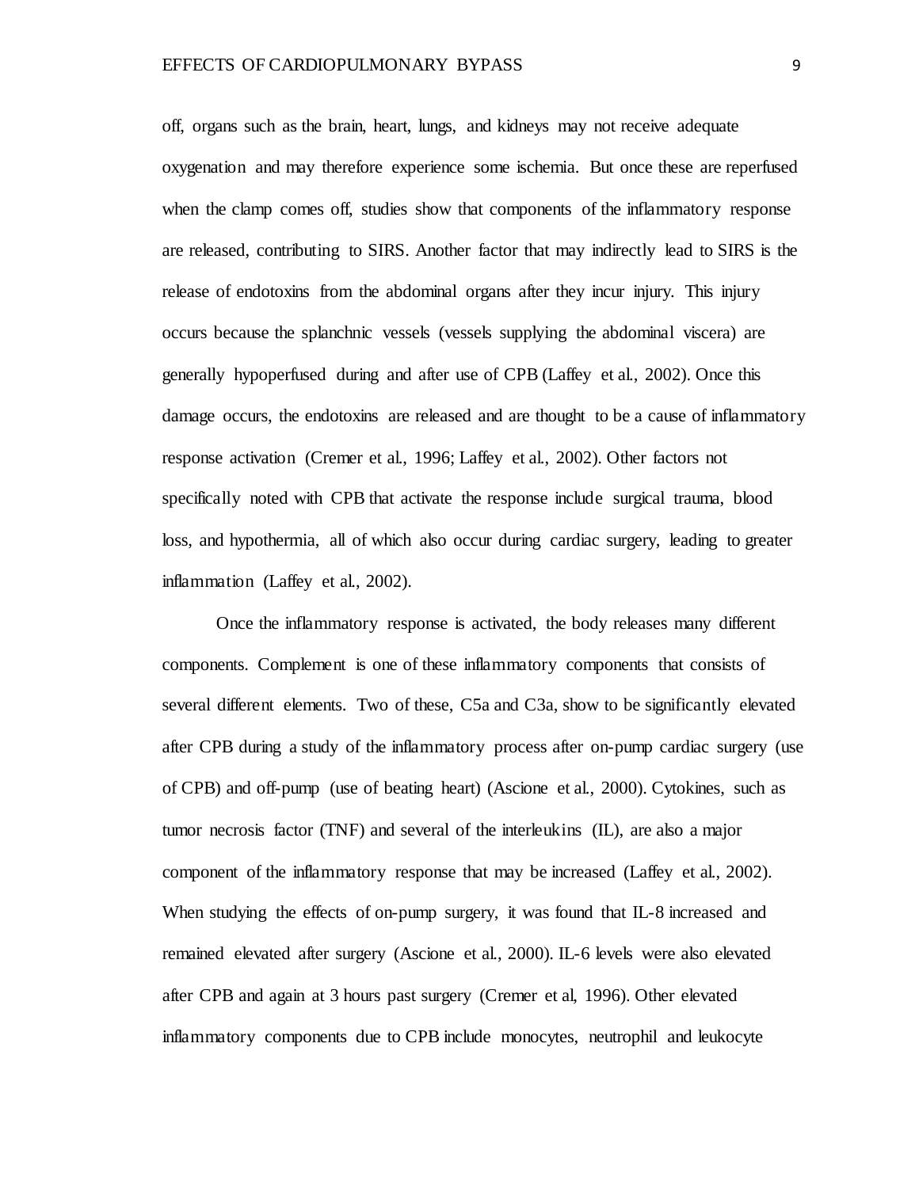off, organs such as the brain, heart, lungs, and kidneys may not receive adequate oxygenation and may therefore experience some ischemia. But once these are reperfused when the clamp comes off, studies show that components of the inflammatory response are released, contributing to SIRS. Another factor that may indirectly lead to SIRS is the release of endotoxins from the abdominal organs after they incur injury. This injury occurs because the splanchnic vessels (vessels supplying the abdominal viscera) are generally hypoperfused during and after use of CPB (Laffey et al., 2002). Once this damage occurs, the endotoxins are released and are thought to be a cause of inflammatory response activation (Cremer et al., 1996; Laffey et al., 2002). Other factors not specifically noted with CPB that activate the response include surgical trauma, blood loss, and hypothermia, all of which also occur during cardiac surgery, leading to greater inflammation (Laffey et al., 2002).

Once the inflammatory response is activated, the body releases many different components. Complement is one of these inflammatory components that consists of several different elements. Two of these, C5a and C3a, show to be significantly elevated after CPB during a study of the inflammatory process after on-pump cardiac surgery (use of CPB) and off-pump (use of beating heart) (Ascione et al., 2000). Cytokines, such as tumor necrosis factor (TNF) and several of the interleukins (IL), are also a major component of the inflammatory response that may be increased (Laffey et al., 2002). When studying the effects of on-pump surgery, it was found that IL-8 increased and remained elevated after surgery (Ascione et al., 2000). IL-6 levels were also elevated after CPB and again at 3 hours past surgery (Cremer et al, 1996). Other elevated inflammatory components due to CPB include monocytes, neutrophil and leukocyte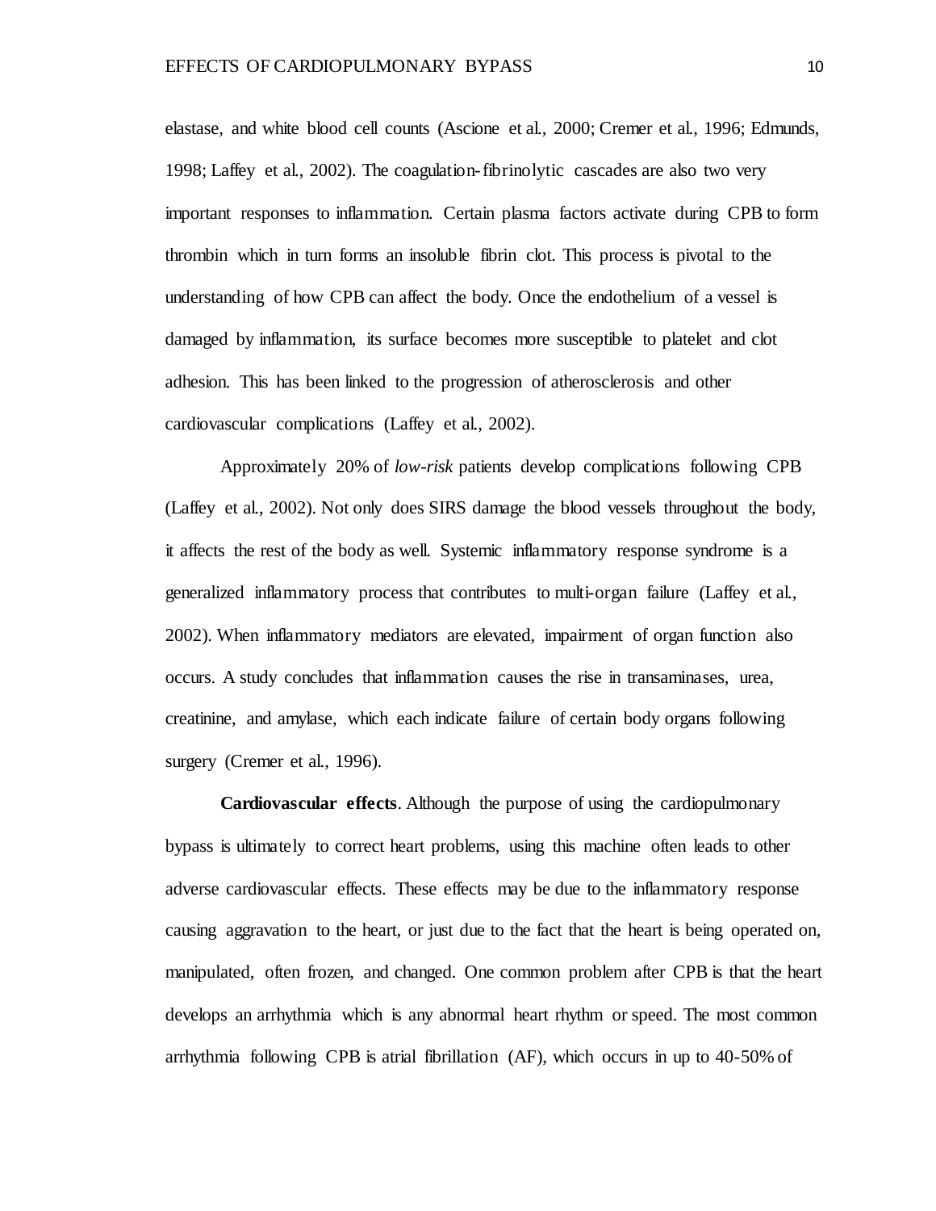elastase, and white blood cell counts (Ascione et al., 2000; Cremer et al., 1996; Edmunds, 1998; Laffey et al., 2002). The coagulation-fibrinolytic cascades are also two very important responses to inflammation. Certain plasma factors activate during CPB to form thrombin which in turn forms an insoluble fibrin clot. This process is pivotal to the understanding of how CPB can affect the body. Once the endothelium of a vessel is damaged by inflammation, its surface becomes more susceptible to platelet and clot adhesion. This has been linked to the progression of atherosclerosis and other cardiovascular complications (Laffey et al., 2002).

Approximately 20% of *low-risk* patients develop complications following CPB (Laffey et al., 2002). Not only does SIRS damage the blood vessels throughout the body, it affects the rest of the body as well. Systemic inflammatory response syndrome is a generalized inflammatory process that contributes to multi-organ failure (Laffey et al., 2002). When inflammatory mediators are elevated, impairment of organ function also occurs. A study concludes that inflammation causes the rise in transaminases, urea, creatinine, and amylase, which each indicate failure of certain body organs following surgery (Cremer et al., 1996).

**Cardiovascular effects**. Although the purpose of using the cardiopulmonary bypass is ultimately to correct heart problems, using this machine often leads to other adverse cardiovascular effects. These effects may be due to the inflammatory response causing aggravation to the heart, or just due to the fact that the heart is being operated on, manipulated, often frozen, and changed. One common problem after CPB is that the heart develops an arrhythmia which is any abnormal heart rhythm or speed. The most common arrhythmia following CPB is atrial fibrillation (AF), which occurs in up to 40-50% of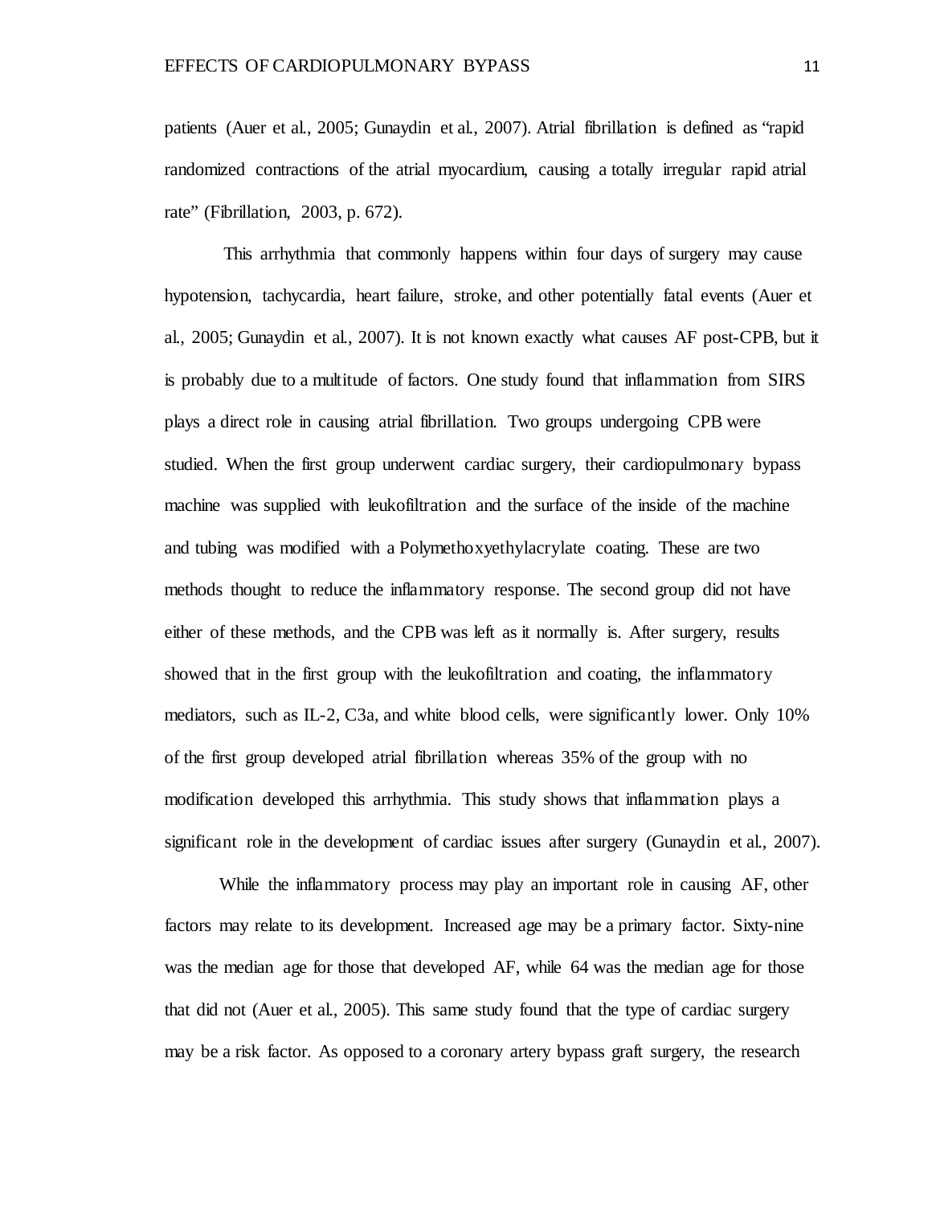patients (Auer et al., 2005; Gunaydin et al., 2007). Atrial fibrillation is defined as "rapid randomized contractions of the atrial myocardium, causing a totally irregular rapid atrial rate" (Fibrillation, 2003, p. 672).

This arrhythmia that commonly happens within four days of surgery may cause hypotension, tachycardia, heart failure, stroke, and other potentially fatal events (Auer et al., 2005; Gunaydin et al., 2007). It is not known exactly what causes AF post-CPB, but it is probably due to a multitude of factors. One study found that inflammation from SIRS plays a direct role in causing atrial fibrillation. Two groups undergoing CPB were studied. When the first group underwent cardiac surgery, their cardiopulmonary bypass machine was supplied with leukofiltration and the surface of the inside of the machine and tubing was modified with a Polymethoxyethylacrylate coating. These are two methods thought to reduce the inflammatory response. The second group did not have either of these methods, and the CPB was left as it normally is. After surgery, results showed that in the first group with the leukofiltration and coating, the inflammatory mediators, such as IL-2, C3a, and white blood cells, were significantly lower. Only 10% of the first group developed atrial fibrillation whereas 35% of the group with no modification developed this arrhythmia. This study shows that inflammation plays a significant role in the development of cardiac issues after surgery (Gunaydin et al., 2007).

While the inflammatory process may play an important role in causing AF, other factors may relate to its development. Increased age may be a primary factor. Sixty-nine was the median age for those that developed AF, while 64 was the median age for those that did not (Auer et al., 2005). This same study found that the type of cardiac surgery may be a risk factor. As opposed to a coronary artery bypass graft surgery, the research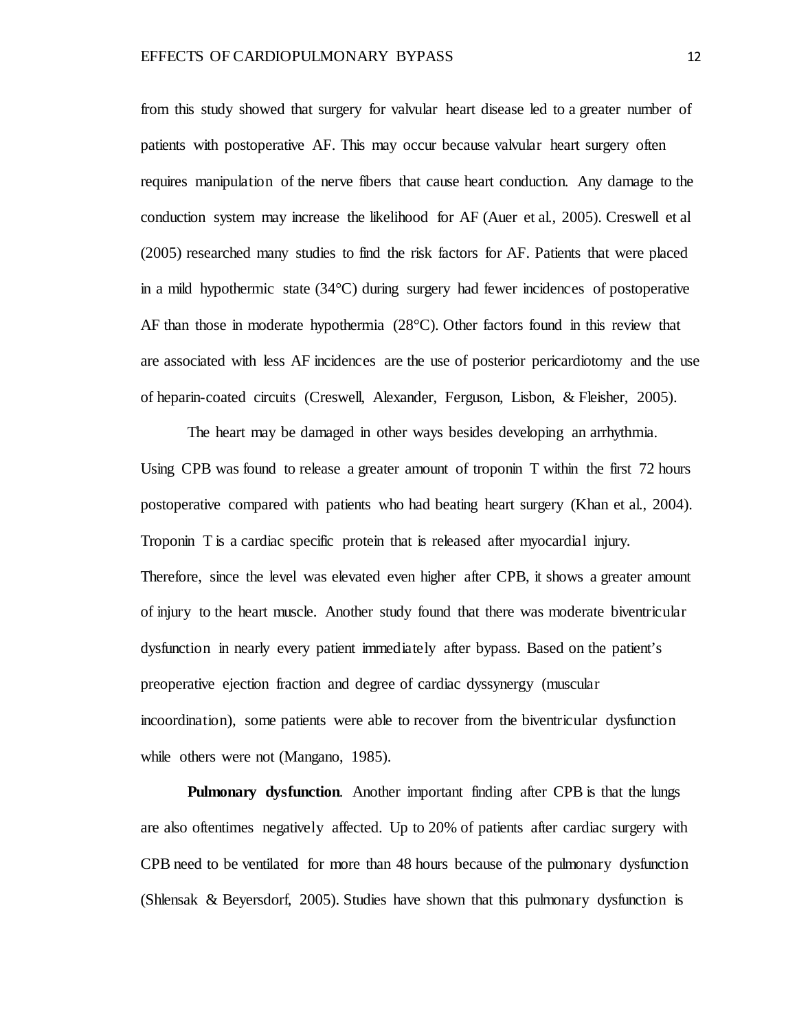from this study showed that surgery for valvular heart disease led to a greater number of patients with postoperative AF. This may occur because valvular heart surgery often requires manipulation of the nerve fibers that cause heart conduction. Any damage to the conduction system may increase the likelihood for AF (Auer et al., 2005). Creswell et al (2005) researched many studies to find the risk factors for AF. Patients that were placed in a mild hypothermic state (34°C) during surgery had fewer incidences of postoperative AF than those in moderate hypothermia (28°C). Other factors found in this review that are associated with less AF incidences are the use of posterior pericardiotomy and the use of heparin-coated circuits (Creswell, Alexander, Ferguson, Lisbon, & Fleisher, 2005).

The heart may be damaged in other ways besides developing an arrhythmia. Using CPB was found to release a greater amount of troponin T within the first 72 hours postoperative compared with patients who had beating heart surgery (Khan et al., 2004). Troponin T is a cardiac specific protein that is released after myocardial injury. Therefore, since the level was elevated even higher after CPB, it shows a greater amount of injury to the heart muscle. Another study found that there was moderate biventricular dysfunction in nearly every patient immediately after bypass. Based on the patient's preoperative ejection fraction and degree of cardiac dyssynergy (muscular incoordination), some patients were able to recover from the biventricular dysfunction while others were not (Mangano, 1985).

**Pulmonary dysfunction**. Another important finding after CPB is that the lungs are also oftentimes negatively affected. Up to 20% of patients after cardiac surgery with CPB need to be ventilated for more than 48 hours because of the pulmonary dysfunction (Shlensak & Beyersdorf, 2005). Studies have shown that this pulmonary dysfunction is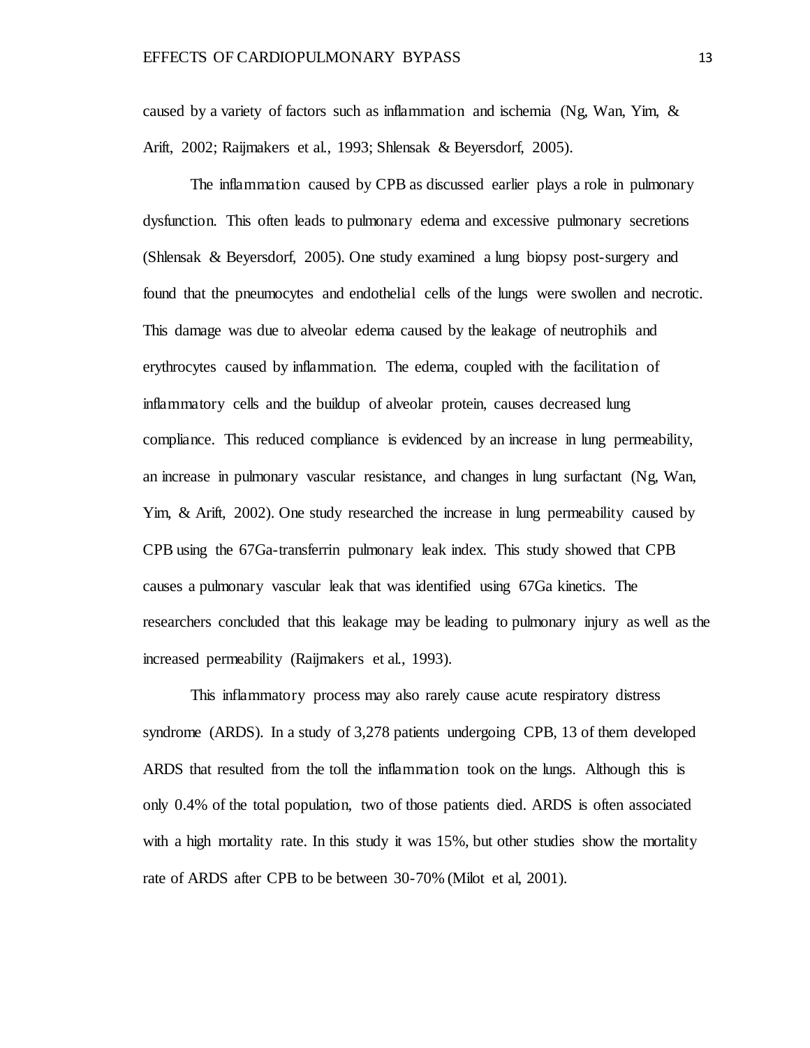caused by a variety of factors such as inflammation and ischemia (Ng, Wan, Yim, & Arift, 2002; Raijmakers et al., 1993; Shlensak & Beyersdorf, 2005).

The inflammation caused by CPB as discussed earlier plays a role in pulmonary dysfunction. This often leads to pulmonary edema and excessive pulmonary secretions (Shlensak & Beyersdorf, 2005). One study examined a lung biopsy post-surgery and found that the pneumocytes and endothelial cells of the lungs were swollen and necrotic. This damage was due to alveolar edema caused by the leakage of neutrophils and erythrocytes caused by inflammation. The edema, coupled with the facilitation of inflammatory cells and the buildup of alveolar protein, causes decreased lung compliance. This reduced compliance is evidenced by an increase in lung permeability, an increase in pulmonary vascular resistance, and changes in lung surfactant (Ng, Wan, Yim, & Arift, 2002). One study researched the increase in lung permeability caused by CPB using the 67Ga-transferrin pulmonary leak index. This study showed that CPB causes a pulmonary vascular leak that was identified using 67Ga kinetics. The researchers concluded that this leakage may be leading to pulmonary injury as well as the increased permeability (Raijmakers et al., 1993).

This inflammatory process may also rarely cause acute respiratory distress syndrome (ARDS). In a study of 3,278 patients undergoing CPB, 13 of them developed ARDS that resulted from the toll the inflammation took on the lungs. Although this is only 0.4% of the total population, two of those patients died. ARDS is often associated with a high mortality rate. In this study it was 15%, but other studies show the mortality rate of ARDS after CPB to be between 30-70% (Milot et al, 2001).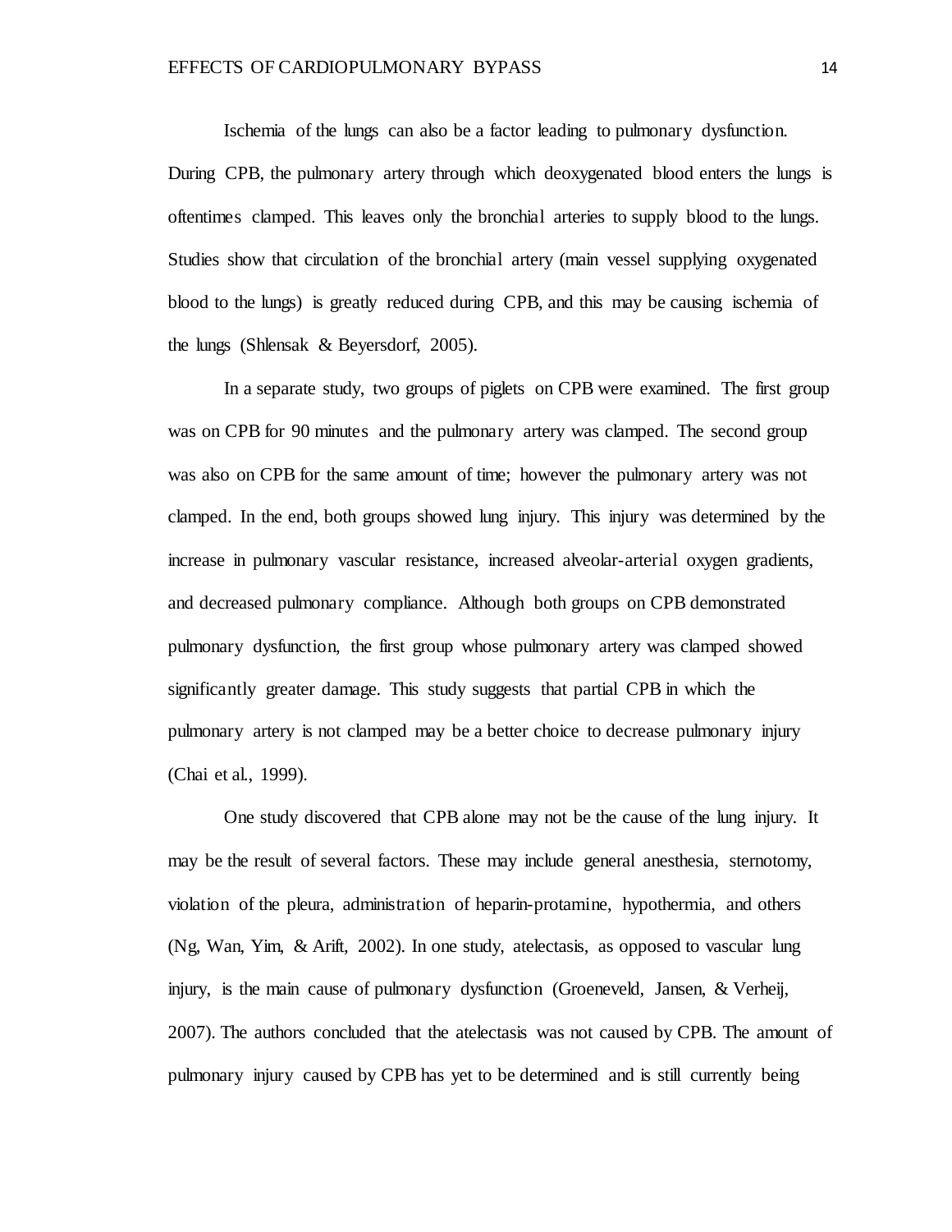Ischemia of the lungs can also be a factor leading to pulmonary dysfunction. During CPB, the pulmonary artery through which deoxygenated blood enters the lungs is oftentimes clamped. This leaves only the bronchial arteries to supply blood to the lungs. Studies show that circulation of the bronchial artery (main vessel supplying oxygenated blood to the lungs) is greatly reduced during CPB, and this may be causing ischemia of the lungs (Shlensak & Beyersdorf, 2005).

In a separate study, two groups of piglets on CPB were examined. The first group was on CPB for 90 minutes and the pulmonary artery was clamped. The second group was also on CPB for the same amount of time; however the pulmonary artery was not clamped. In the end, both groups showed lung injury. This injury was determined by the increase in pulmonary vascular resistance, increased alveolar-arterial oxygen gradients, and decreased pulmonary compliance. Although both groups on CPB demonstrated pulmonary dysfunction, the first group whose pulmonary artery was clamped showed significantly greater damage. This study suggests that partial CPB in which the pulmonary artery is not clamped may be a better choice to decrease pulmonary injury (Chai et al., 1999).

One study discovered that CPB alone may not be the cause of the lung injury. It may be the result of several factors. These may include general anesthesia, sternotomy, violation of the pleura, administration of heparin-protamine, hypothermia, and others (Ng, Wan, Yim, & Arift, 2002). In one study, atelectasis, as opposed to vascular lung injury, is the main cause of pulmonary dysfunction (Groeneveld, Jansen, & Verheij, 2007). The authors concluded that the atelectasis was not caused by CPB. The amount of pulmonary injury caused by CPB has yet to be determined and is still currently being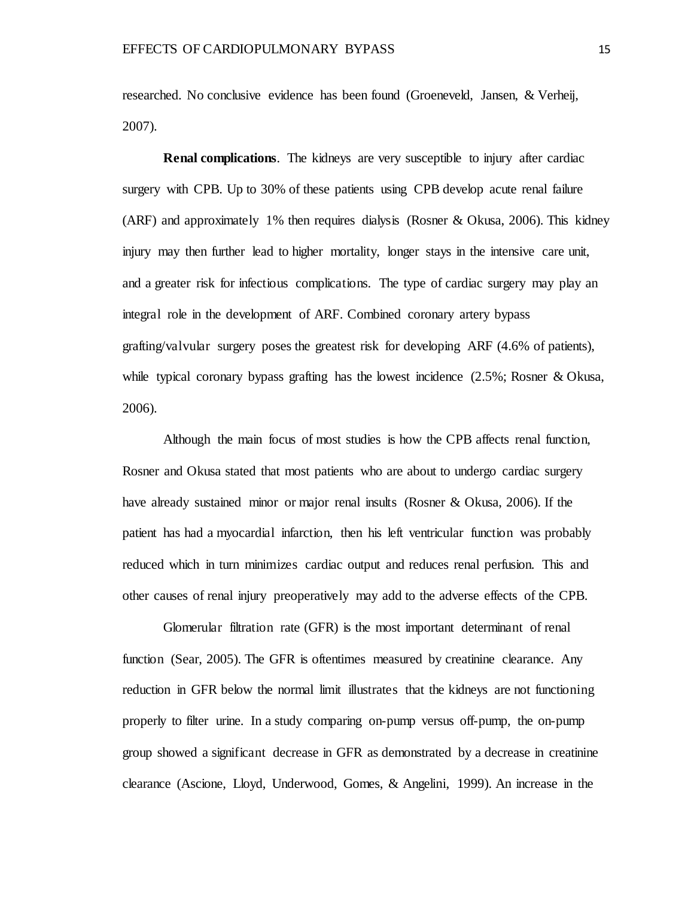researched. No conclusive evidence has been found (Groeneveld, Jansen, & Verheij, 2007).

**Renal complications**. The kidneys are very susceptible to injury after cardiac surgery with CPB. Up to 30% of these patients using CPB develop acute renal failure (ARF) and approximately 1% then requires dialysis (Rosner & Okusa, 2006). This kidney injury may then further lead to higher mortality, longer stays in the intensive care unit, and a greater risk for infectious complications. The type of cardiac surgery may play an integral role in the development of ARF. Combined coronary artery bypass grafting/valvular surgery poses the greatest risk for developing ARF (4.6% of patients), while typical coronary bypass grafting has the lowest incidence (2.5%; Rosner & Okusa, 2006).

Although the main focus of most studies is how the CPB affects renal function, Rosner and Okusa stated that most patients who are about to undergo cardiac surgery have already sustained minor or major renal insults (Rosner & Okusa, 2006). If the patient has had a myocardial infarction, then his left ventricular function was probably reduced which in turn minimizes cardiac output and reduces renal perfusion. This and other causes of renal injury preoperatively may add to the adverse effects of the CPB.

Glomerular filtration rate (GFR) is the most important determinant of renal function (Sear, 2005). The GFR is oftentimes measured by creatinine clearance. Any reduction in GFR below the normal limit illustrates that the kidneys are not functioning properly to filter urine. In a study comparing on-pump versus off-pump, the on-pump group showed a significant decrease in GFR as demonstrated by a decrease in creatinine clearance (Ascione, Lloyd, Underwood, Gomes, & Angelini, 1999). An increase in the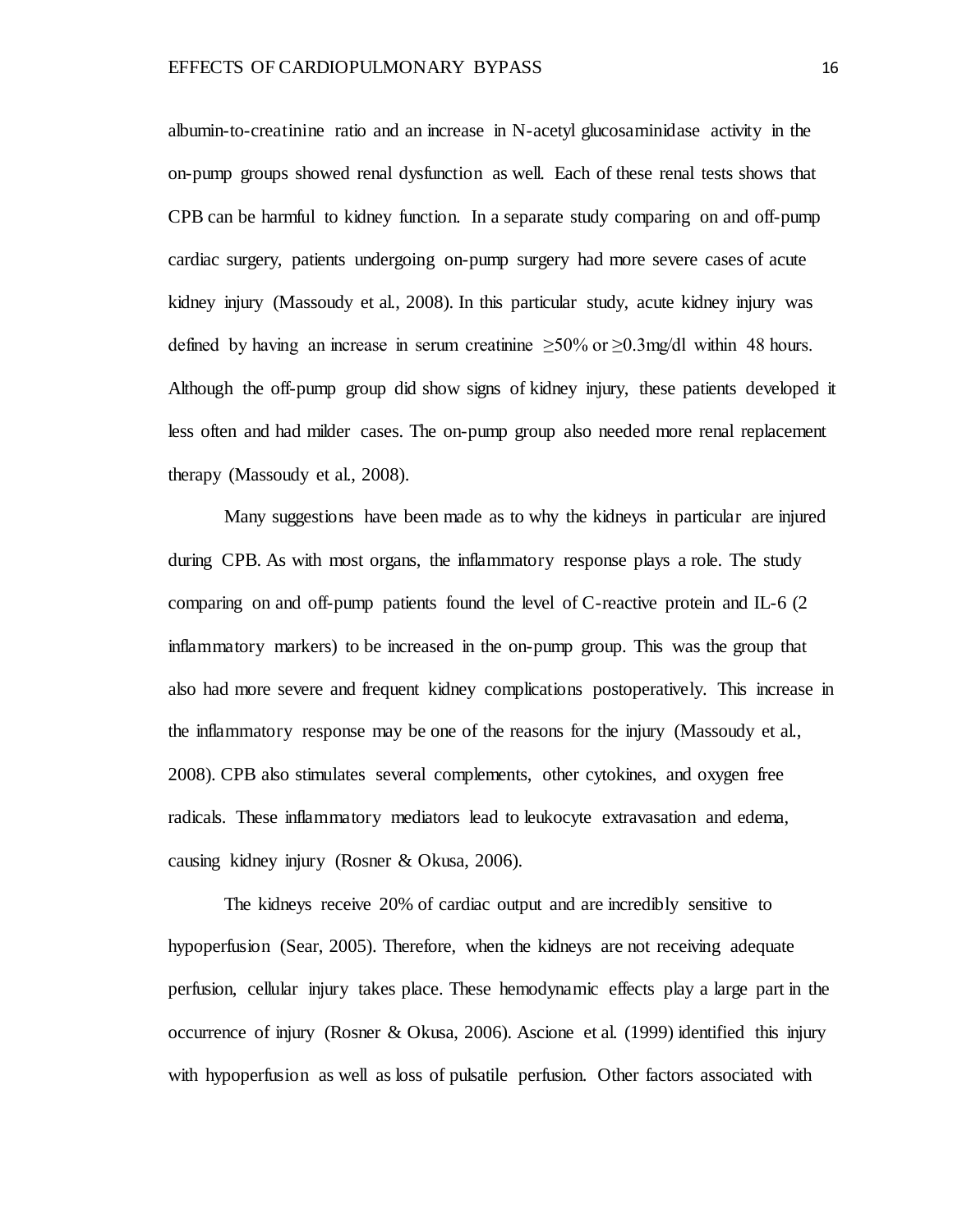albumin-to-creatinine ratio and an increase in N-acetyl glucosaminidase activity in the on-pump groups showed renal dysfunction as well. Each of these renal tests shows that CPB can be harmful to kidney function. In a separate study comparing on and off-pump cardiac surgery, patients undergoing on-pump surgery had more severe cases of acute kidney injury (Massoudy et al., 2008). In this particular study, acute kidney injury was defined by having an increase in serum creatinine $\geq$50% or $\geq$0.3mg/dl within 48 hours. Although the off-pump group did show signs of kidney injury, these patients developed it less often and had milder cases. The on-pump group also needed more renal replacement therapy (Massoudy et al., 2008).

Many suggestions have been made as to why the kidneys in particular are injured during CPB. As with most organs, the inflammatory response plays a role. The study comparing on and off-pump patients found the level of C-reactive protein and IL-6 (2 inflammatory markers) to be increased in the on-pump group. This was the group that also had more severe and frequent kidney complications postoperatively. This increase in the inflammatory response may be one of the reasons for the injury (Massoudy et al., 2008). CPB also stimulates several complements, other cytokines, and oxygen free radicals. These inflammatory mediators lead to leukocyte extravasation and edema, causing kidney injury (Rosner & Okusa, 2006).

The kidneys receive 20% of cardiac output and are incredibly sensitive to hypoperfusion (Sear, 2005). Therefore, when the kidneys are not receiving adequate perfusion, cellular injury takes place. These hemodynamic effects play a large part in the occurrence of injury (Rosner & Okusa, 2006). Ascione et al. (1999) identified this injury with hypoperfusion as well as loss of pulsatile perfusion. Other factors associated with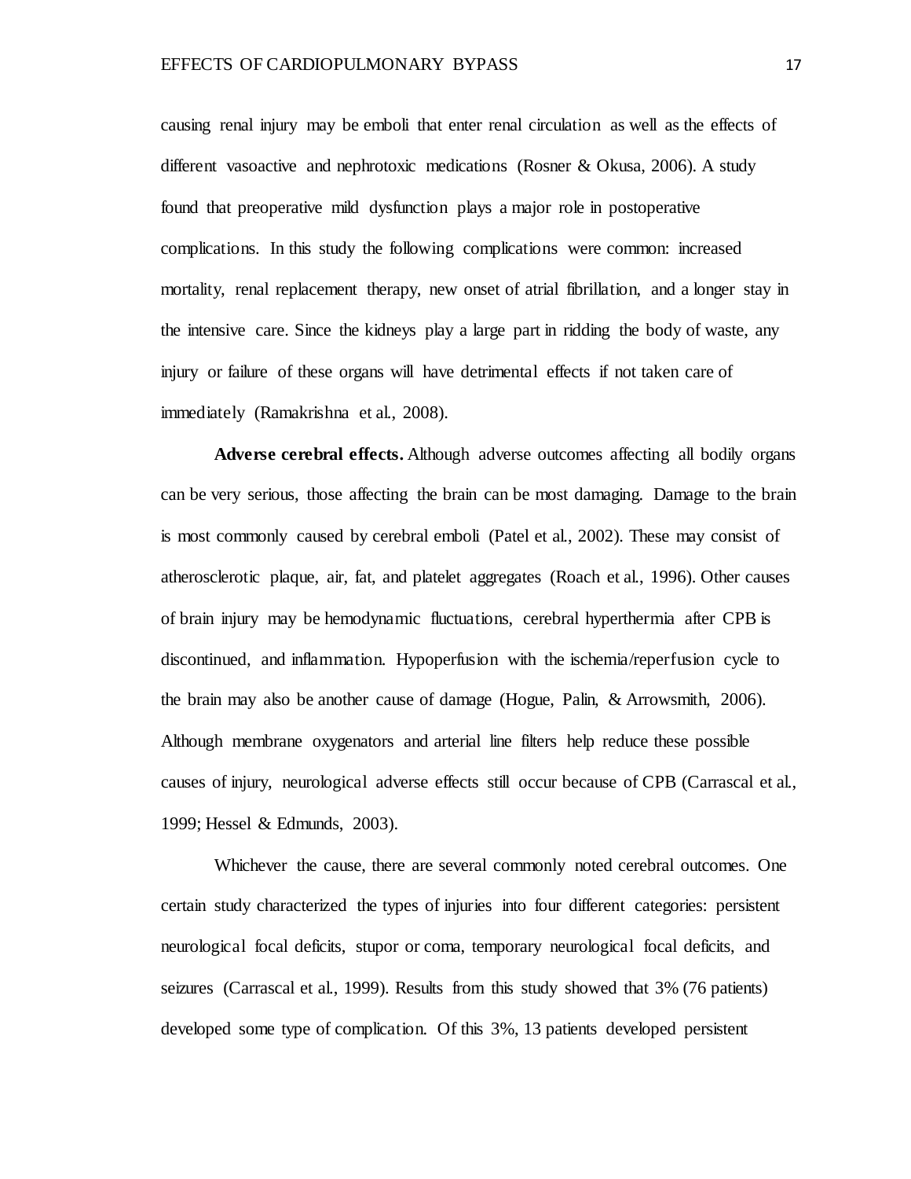causing renal injury may be emboli that enter renal circulation as well as the effects of different vasoactive and nephrotoxic medications (Rosner & Okusa, 2006). A study found that preoperative mild dysfunction plays a major role in postoperative complications. In this study the following complications were common: increased mortality, renal replacement therapy, new onset of atrial fibrillation, and a longer stay in the intensive care. Since the kidneys play a large part in ridding the body of waste, any injury or failure of these organs will have detrimental effects if not taken care of immediately (Ramakrishna et al., 2008).

**Adverse cerebral effects.** Although adverse outcomes affecting all bodily organs can be very serious, those affecting the brain can be most damaging. Damage to the brain is most commonly caused by cerebral emboli (Patel et al., 2002). These may consist of atherosclerotic plaque, air, fat, and platelet aggregates (Roach et al., 1996). Other causes of brain injury may be hemodynamic fluctuations, cerebral hyperthermia after CPB is discontinued, and inflammation. Hypoperfusion with the ischemia/reperfusion cycle to the brain may also be another cause of damage (Hogue, Palin, & Arrowsmith, 2006). Although membrane oxygenators and arterial line filters help reduce these possible causes of injury, neurological adverse effects still occur because of CPB (Carrascal et al., 1999; Hessel & Edmunds, 2003).

Whichever the cause, there are several commonly noted cerebral outcomes. One certain study characterized the types of injuries into four different categories: persistent neurological focal deficits, stupor or coma, temporary neurological focal deficits, and seizures (Carrascal et al., 1999). Results from this study showed that 3% (76 patients) developed some type of complication. Of this 3%, 13 patients developed persistent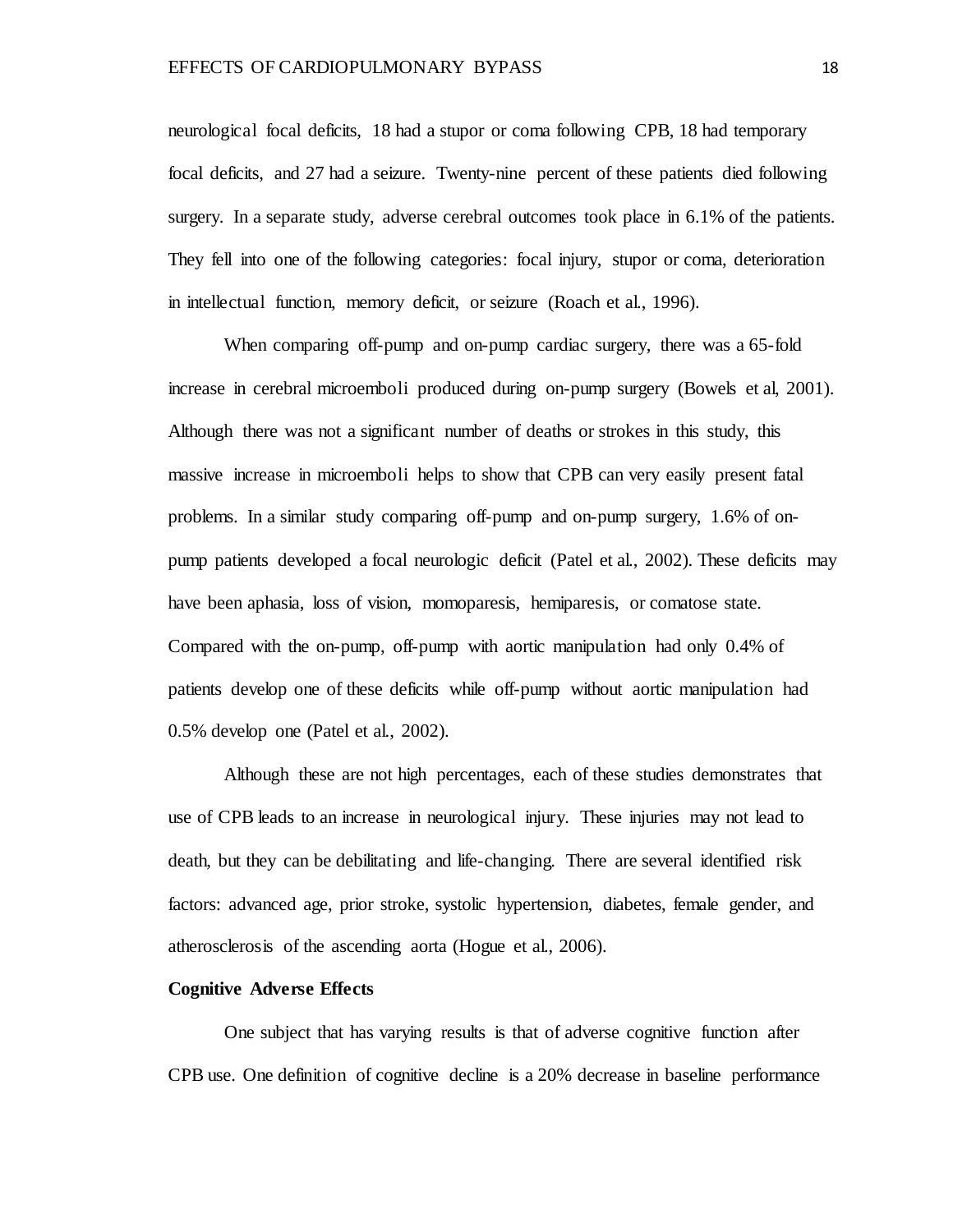neurological focal deficits, 18 had a stupor or coma following CPB, 18 had temporary focal deficits, and 27 had a seizure. Twenty-nine percent of these patients died following surgery. In a separate study, adverse cerebral outcomes took place in 6.1% of the patients. They fell into one of the following categories: focal injury, stupor or coma, deterioration in intellectual function, memory deficit, or seizure (Roach et al., 1996).

When comparing off-pump and on-pump cardiac surgery, there was a 65-fold increase in cerebral microemboli produced during on-pump surgery (Bowels et al, 2001). Although there was not a significant number of deaths or strokes in this study, this massive increase in microemboli helps to show that CPB can very easily present fatal problems. In a similar study comparing off-pump and on-pump surgery, 1.6% of on-pump patients developed a focal neurologic deficit (Patel et al., 2002). These deficits may have been aphasia, loss of vision, momoparesis, hemiparesis, or comatose state. Compared with the on-pump, off-pump with aortic manipulation had only 0.4% of patients develop one of these deficits while off-pump without aortic manipulation had 0.5% develop one (Patel et al., 2002).

Although these are not high percentages, each of these studies demonstrates that use of CPB leads to an increase in neurological injury. These injuries may not lead to death, but they can be debilitating and life-changing. There are several identified risk factors: advanced age, prior stroke, systolic hypertension, diabetes, female gender, and atherosclerosis of the ascending aorta (Hogue et al., 2006).

**Cognitive Adverse Effects**

One subject that has varying results is that of adverse cognitive function after CPB use. One definition of cognitive decline is a 20% decrease in baseline performance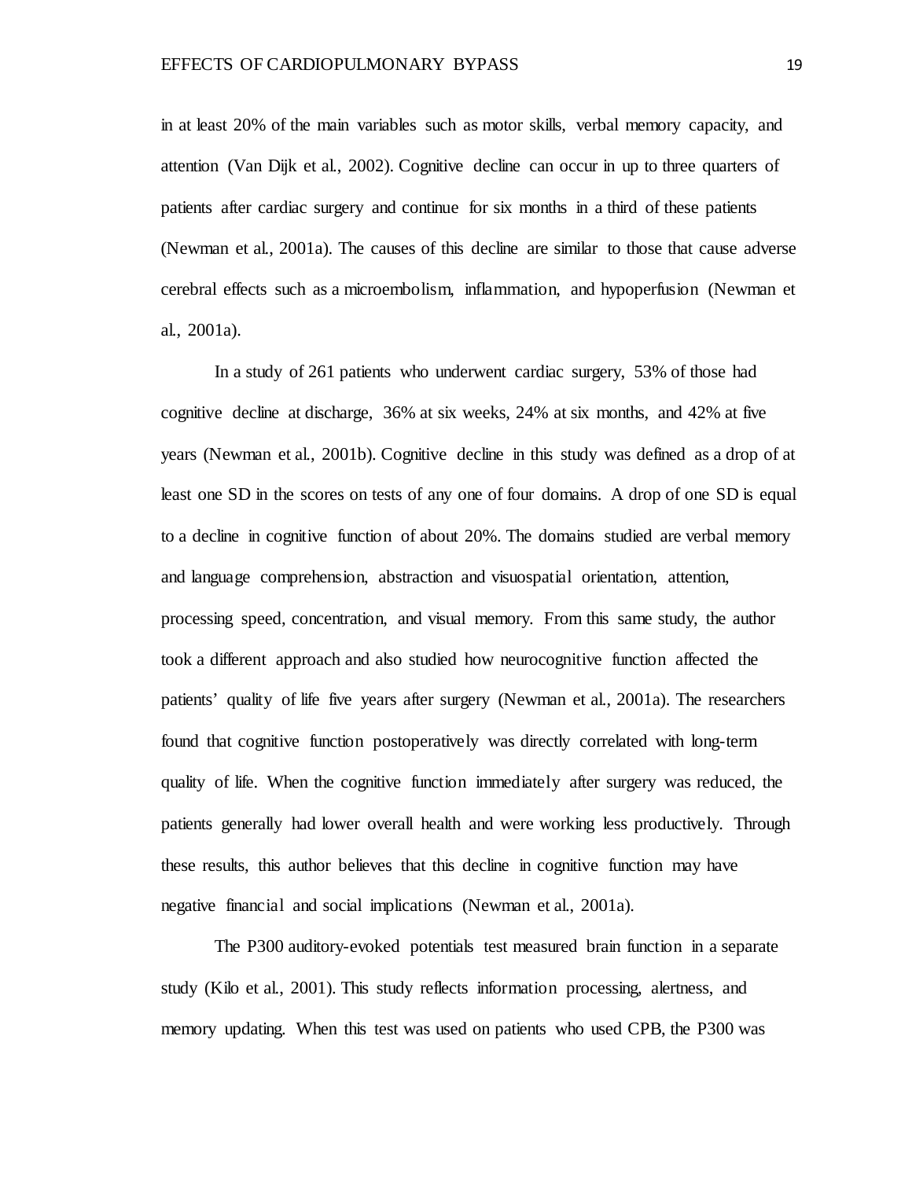in at least 20% of the main variables such as motor skills, verbal memory capacity, and attention (Van Dijk et al., 2002). Cognitive decline can occur in up to three quarters of patients after cardiac surgery and continue for six months in a third of these patients (Newman et al., 2001a). The causes of this decline are similar to those that cause adverse cerebral effects such as a microembolism, inflammation, and hypoperfusion (Newman et al., 2001a).

In a study of 261 patients who underwent cardiac surgery, 53% of those had cognitive decline at discharge, 36% at six weeks, 24% at six months, and 42% at five years (Newman et al., 2001b). Cognitive decline in this study was defined as a drop of at least one SD in the scores on tests of any one of four domains. A drop of one SD is equal to a decline in cognitive function of about 20%. The domains studied are verbal memory and language comprehension, abstraction and visuospatial orientation, attention, processing speed, concentration, and visual memory. From this same study, the author took a different approach and also studied how neurocognitive function affected the patients' quality of life five years after surgery (Newman et al., 2001a). The researchers found that cognitive function postoperatively was directly correlated with long-term quality of life. When the cognitive function immediately after surgery was reduced, the patients generally had lower overall health and were working less productively. Through these results, this author believes that this decline in cognitive function may have negative financial and social implications (Newman et al., 2001a).

The P300 auditory-evoked potentials test measured brain function in a separate study (Kilo et al., 2001). This study reflects information processing, alertness, and memory updating. When this test was used on patients who used CPB, the P300 was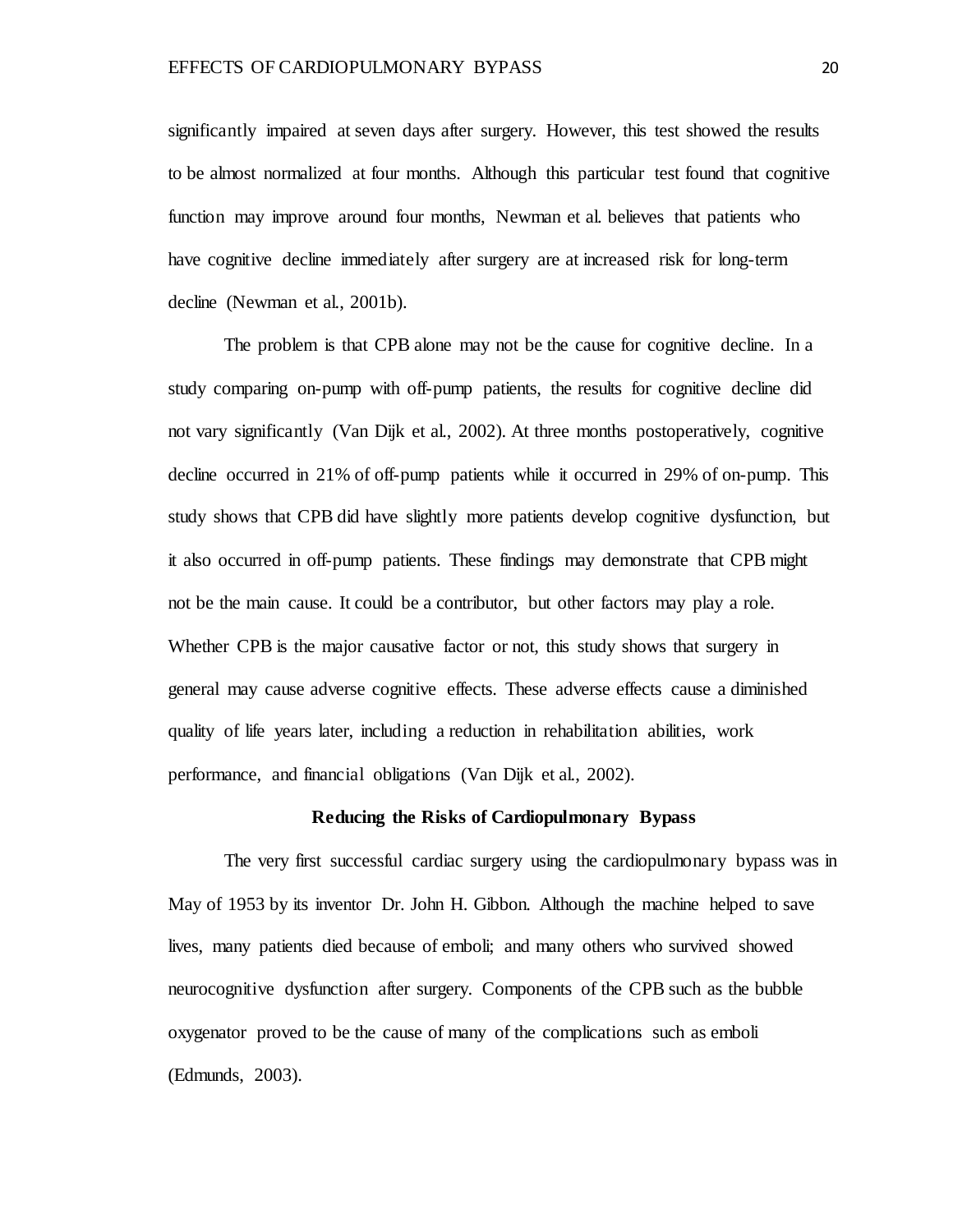significantly impaired at seven days after surgery. However, this test showed the results to be almost normalized at four months. Although this particular test found that cognitive function may improve around four months, Newman et al. believes that patients who have cognitive decline immediately after surgery are at increased risk for long-term decline (Newman et al., 2001b).

The problem is that CPB alone may not be the cause for cognitive decline. In a study comparing on-pump with off-pump patients, the results for cognitive decline did not vary significantly (Van Dijk et al., 2002). At three months postoperatively, cognitive decline occurred in 21% of off-pump patients while it occurred in 29% of on-pump. This study shows that CPB did have slightly more patients develop cognitive dysfunction, but it also occurred in off-pump patients. These findings may demonstrate that CPB might not be the main cause. It could be a contributor, but other factors may play a role. Whether CPB is the major causative factor or not, this study shows that surgery in general may cause adverse cognitive effects. These adverse effects cause a diminished quality of life years later, including a reduction in rehabilitation abilities, work performance, and financial obligations (Van Dijk et al., 2002).

## Reducing the Risks of Cardiopulmonary Bypass

The very first successful cardiac surgery using the cardiopulmonary bypass was in May of 1953 by its inventor Dr. John H. Gibbon. Although the machine helped to save lives, many patients died because of emboli; and many others who survived showed neurocognitive dysfunction after surgery. Components of the CPB such as the bubble oxygenator proved to be the cause of many of the complications such as emboli (Edmunds, 2003).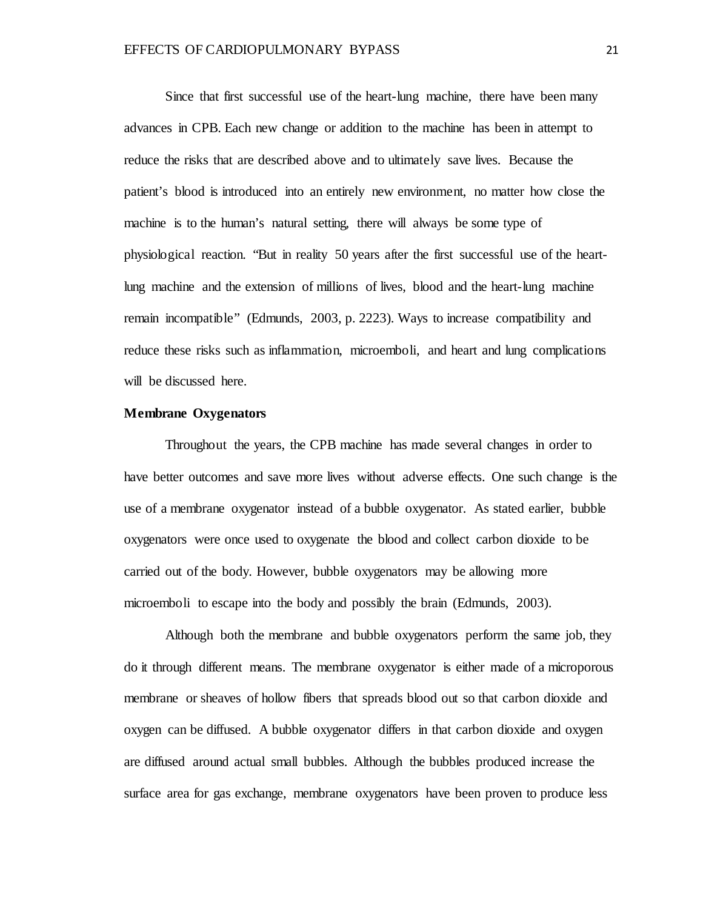Since that first successful use of the heart-lung machine, there have been many advances in CPB. Each new change or addition to the machine has been in attempt to reduce the risks that are described above and to ultimately save lives. Because the patient's blood is introduced into an entirely new environment, no matter how close the machine is to the human's natural setting, there will always be some type of physiological reaction. "But in reality 50 years after the first successful use of the heart-lung machine and the extension of millions of lives, blood and the heart-lung machine remain incompatible" (Edmunds, 2003, p. 2223). Ways to increase compatibility and reduce these risks such as inflammation, microemboli, and heart and lung complications will be discussed here.

**Membrane Oxygenators**

Throughout the years, the CPB machine has made several changes in order to have better outcomes and save more lives without adverse effects. One such change is the use of a membrane oxygenator instead of a bubble oxygenator. As stated earlier, bubble oxygenators were once used to oxygenate the blood and collect carbon dioxide to be carried out of the body. However, bubble oxygenators may be allowing more microemboli to escape into the body and possibly the brain (Edmunds, 2003).

Although both the membrane and bubble oxygenators perform the same job, they do it through different means. The membrane oxygenator is either made of a microporous membrane or sheaves of hollow fibers that spreads blood out so that carbon dioxide and oxygen can be diffused. A bubble oxygenator differs in that carbon dioxide and oxygen are diffused around actual small bubbles. Although the bubbles produced increase the surface area for gas exchange, membrane oxygenators have been proven to produce less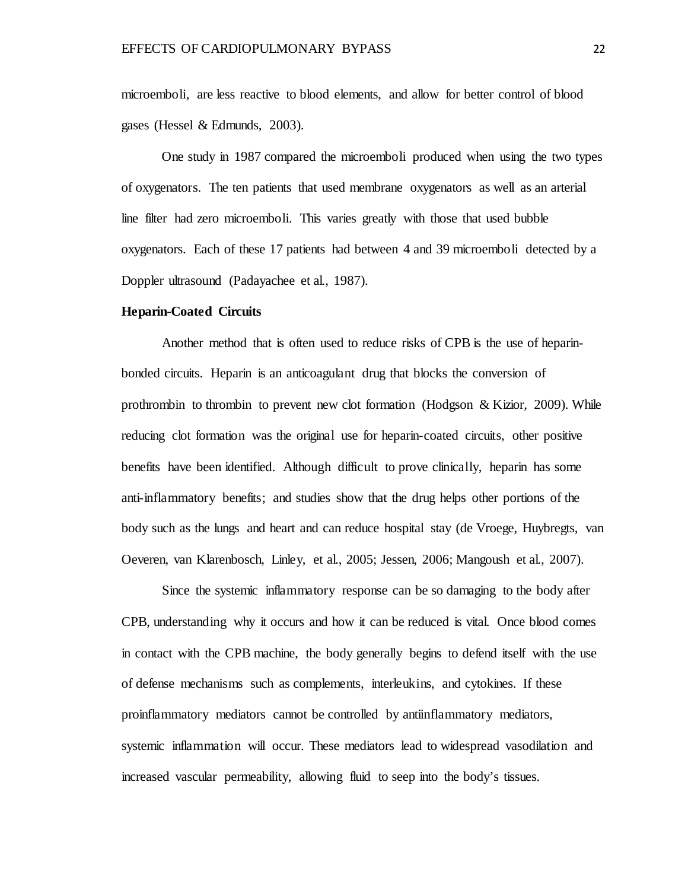microemboli, are less reactive to blood elements, and allow for better control of blood gases (Hessel & Edmunds, 2003).

One study in 1987 compared the microemboli produced when using the two types of oxygenators. The ten patients that used membrane oxygenators as well as an arterial line filter had zero microemboli. This varies greatly with those that used bubble oxygenators. Each of these 17 patients had between 4 and 39 microemboli detected by a Doppler ultrasound (Padayachee et al., 1987).

**Heparin-Coated Circuits**

Another method that is often used to reduce risks of CPB is the use of heparin-bonded circuits. Heparin is an anticoagulant drug that blocks the conversion of prothrombin to thrombin to prevent new clot formation (Hodgson & Kizior, 2009). While reducing clot formation was the original use for heparin-coated circuits, other positive benefits have been identified. Although difficult to prove clinically, heparin has some anti-inflammatory benefits; and studies show that the drug helps other portions of the body such as the lungs and heart and can reduce hospital stay (de Vroege, Huybregts, van Oeveren, van Klarenbosch, Linley, et al., 2005; Jessen, 2006; Mangoush et al., 2007).

Since the systemic inflammatory response can be so damaging to the body after CPB, understanding why it occurs and how it can be reduced is vital. Once blood comes in contact with the CPB machine, the body generally begins to defend itself with the use of defense mechanisms such as complements, interleukins, and cytokines. If these proinflammatory mediators cannot be controlled by antiinflammatory mediators, systemic inflammation will occur. These mediators lead to widespread vasodilation and increased vascular permeability, allowing fluid to seep into the body's tissues.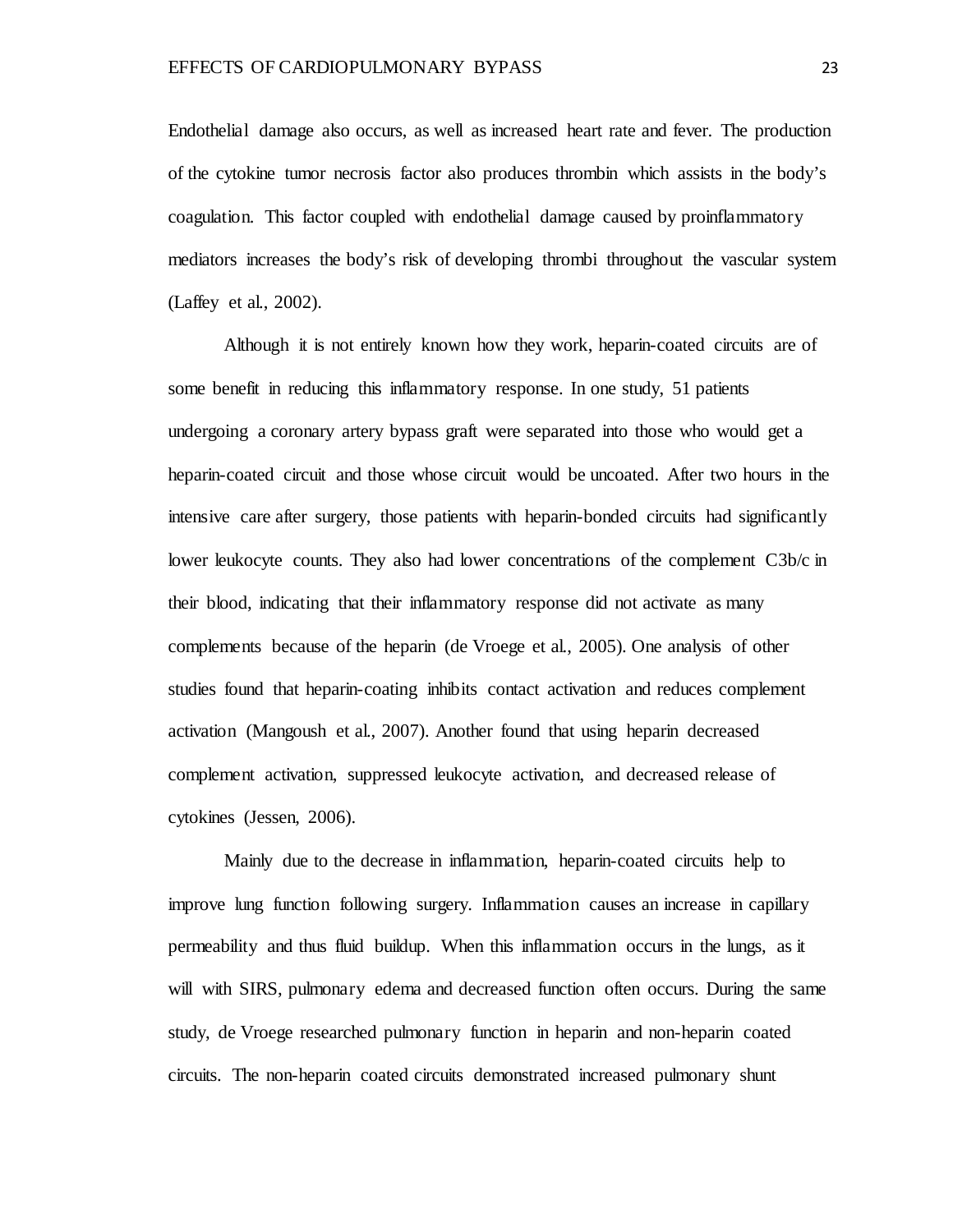Endothelial damage also occurs, as well as increased heart rate and fever. The production of the cytokine tumor necrosis factor also produces thrombin which assists in the body's coagulation. This factor coupled with endothelial damage caused by proinflammatory mediators increases the body's risk of developing thrombi throughout the vascular system (Laffey et al., 2002).

Although it is not entirely known how they work, heparin-coated circuits are of some benefit in reducing this inflammatory response. In one study, 51 patients undergoing a coronary artery bypass graft were separated into those who would get a heparin-coated circuit and those whose circuit would be uncoated. After two hours in the intensive care after surgery, those patients with heparin-bonded circuits had significantly lower leukocyte counts. They also had lower concentrations of the complement C3b/c in their blood, indicating that their inflammatory response did not activate as many complements because of the heparin (de Vroege et al., 2005). One analysis of other studies found that heparin-coating inhibits contact activation and reduces complement activation (Mangoush et al., 2007). Another found that using heparin decreased complement activation, suppressed leukocyte activation, and decreased release of cytokines (Jessen, 2006).

Mainly due to the decrease in inflammation, heparin-coated circuits help to improve lung function following surgery. Inflammation causes an increase in capillary permeability and thus fluid buildup. When this inflammation occurs in the lungs, as it will with SIRS, pulmonary edema and decreased function often occurs. During the same study, de Vroege researched pulmonary function in heparin and non-heparin coated circuits. The non-heparin coated circuits demonstrated increased pulmonary shunt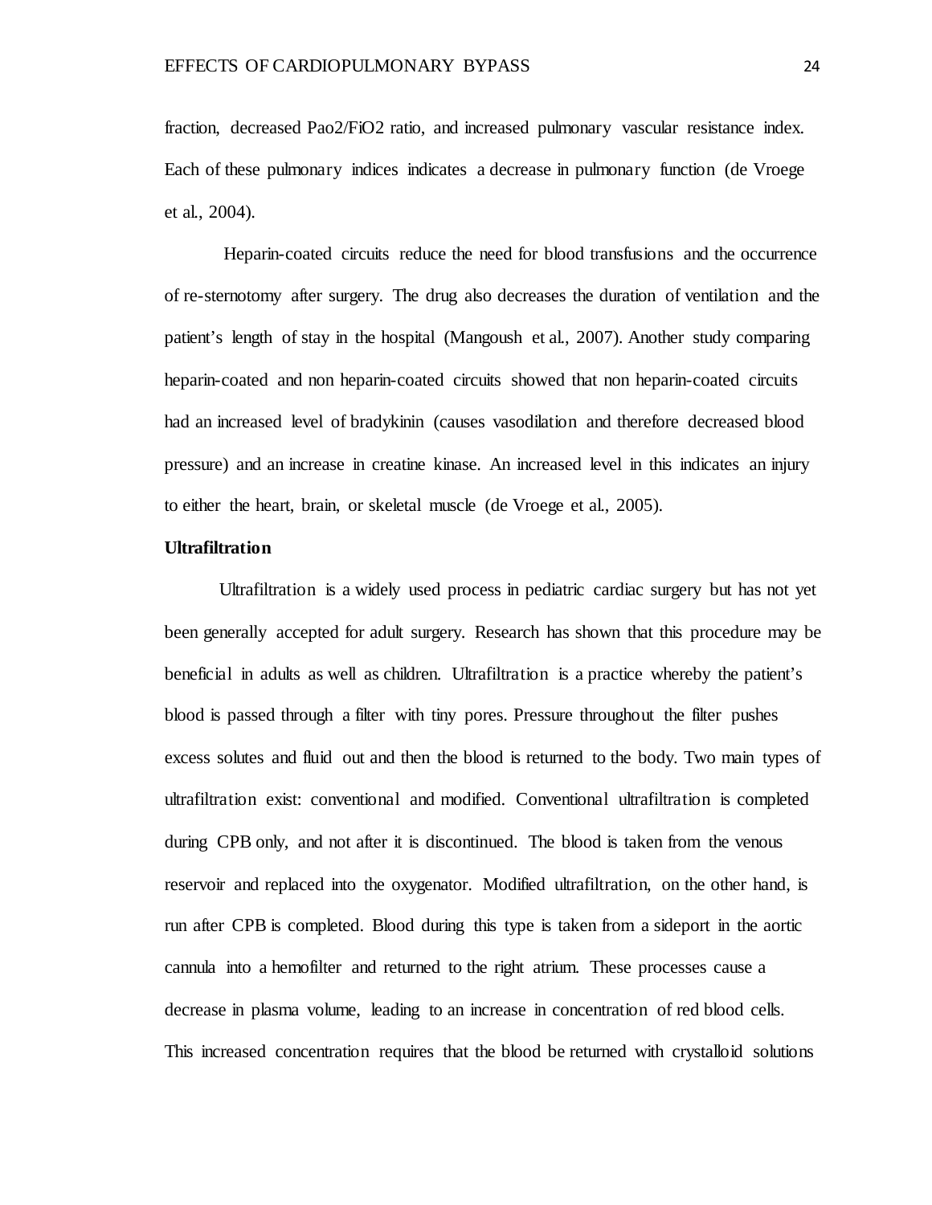fraction, decreased Pao2/FiO2 ratio, and increased pulmonary vascular resistance index. Each of these pulmonary indices indicates a decrease in pulmonary function (de Vroege et al., 2004).

Heparin-coated circuits reduce the need for blood transfusions and the occurrence of re-sternotomy after surgery. The drug also decreases the duration of ventilation and the patient's length of stay in the hospital (Mangoush et al., 2007). Another study comparing heparin-coated and non heparin-coated circuits showed that non heparin-coated circuits had an increased level of bradykinin (causes vasodilation and therefore decreased blood pressure) and an increase in creatine kinase. An increased level in this indicates an injury to either the heart, brain, or skeletal muscle (de Vroege et al., 2005).

**Ultrafiltration**

Ultrafiltration is a widely used process in pediatric cardiac surgery but has not yet been generally accepted for adult surgery. Research has shown that this procedure may be beneficial in adults as well as children. Ultrafiltration is a practice whereby the patient's blood is passed through a filter with tiny pores. Pressure throughout the filter pushes excess solutes and fluid out and then the blood is returned to the body. Two main types of ultrafiltration exist: conventional and modified. Conventional ultrafiltration is completed during CPB only, and not after it is discontinued. The blood is taken from the venous reservoir and replaced into the oxygenator. Modified ultrafiltration, on the other hand, is run after CPB is completed. Blood during this type is taken from a sideport in the aortic cannula into a hemofilter and returned to the right atrium. These processes cause a decrease in plasma volume, leading to an increase in concentration of red blood cells. This increased concentration requires that the blood be returned with crystalloid solutions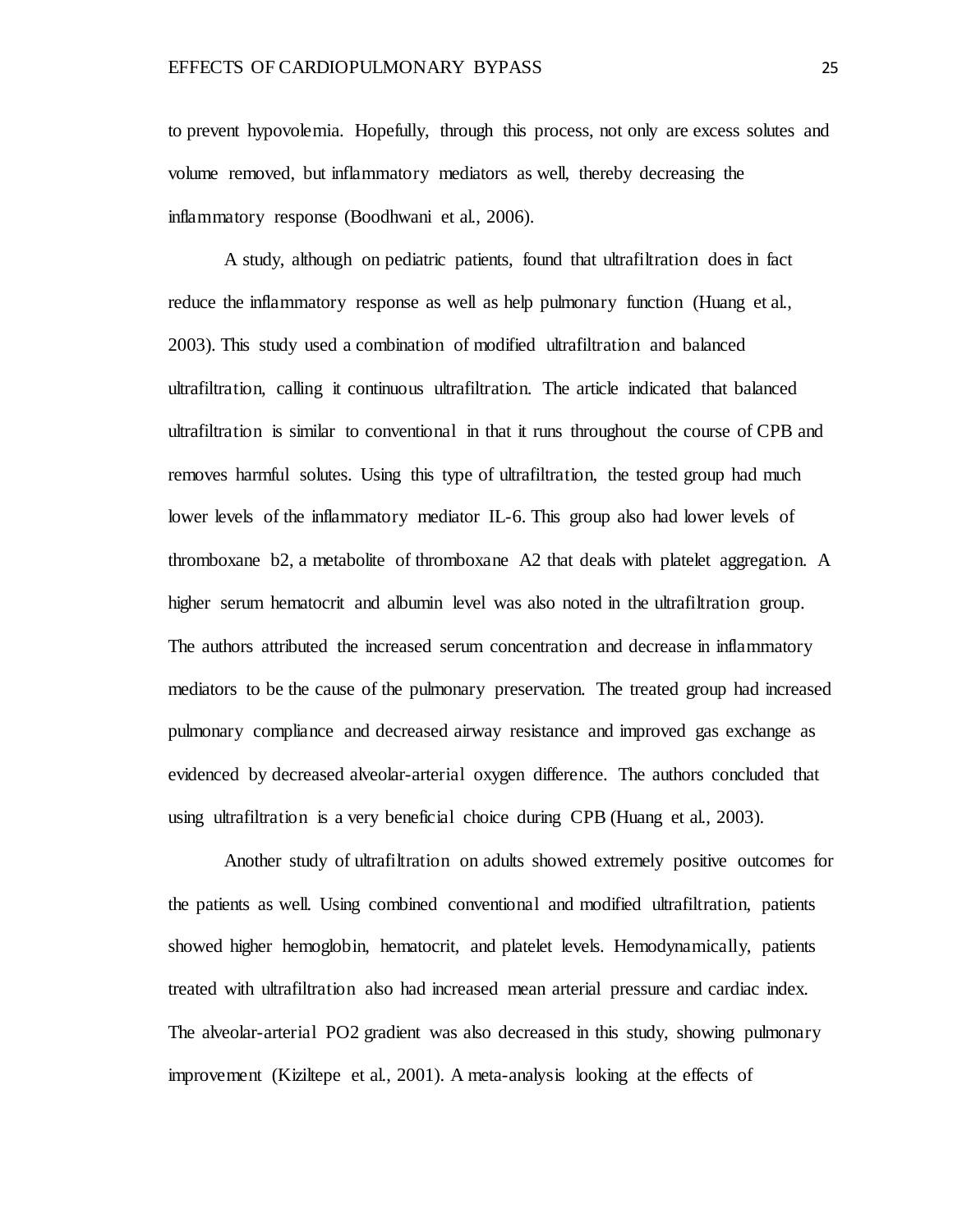to prevent hypovolemia. Hopefully, through this process, not only are excess solutes and volume removed, but inflammatory mediators as well, thereby decreasing the inflammatory response (Boodhwani et al., 2006).

A study, although on pediatric patients, found that ultrafiltration does in fact reduce the inflammatory response as well as help pulmonary function (Huang et al., 2003). This study used a combination of modified ultrafiltration and balanced ultrafiltration, calling it continuous ultrafiltration. The article indicated that balanced ultrafiltration is similar to conventional in that it runs throughout the course of CPB and removes harmful solutes. Using this type of ultrafiltration, the tested group had much lower levels of the inflammatory mediator IL-6. This group also had lower levels of thromboxane b2, a metabolite of thromboxane A2 that deals with platelet aggregation. A higher serum hematocrit and albumin level was also noted in the ultrafiltration group. The authors attributed the increased serum concentration and decrease in inflammatory mediators to be the cause of the pulmonary preservation. The treated group had increased pulmonary compliance and decreased airway resistance and improved gas exchange as evidenced by decreased alveolar-arterial oxygen difference. The authors concluded that using ultrafiltration is a very beneficial choice during CPB (Huang et al., 2003).

Another study of ultrafiltration on adults showed extremely positive outcomes for the patients as well. Using combined conventional and modified ultrafiltration, patients showed higher hemoglobin, hematocrit, and platelet levels. Hemodynamically, patients treated with ultrafiltration also had increased mean arterial pressure and cardiac index. The alveolar-arterial PO2 gradient was also decreased in this study, showing pulmonary improvement (Kiziltepe et al., 2001). A meta-analysis looking at the effects of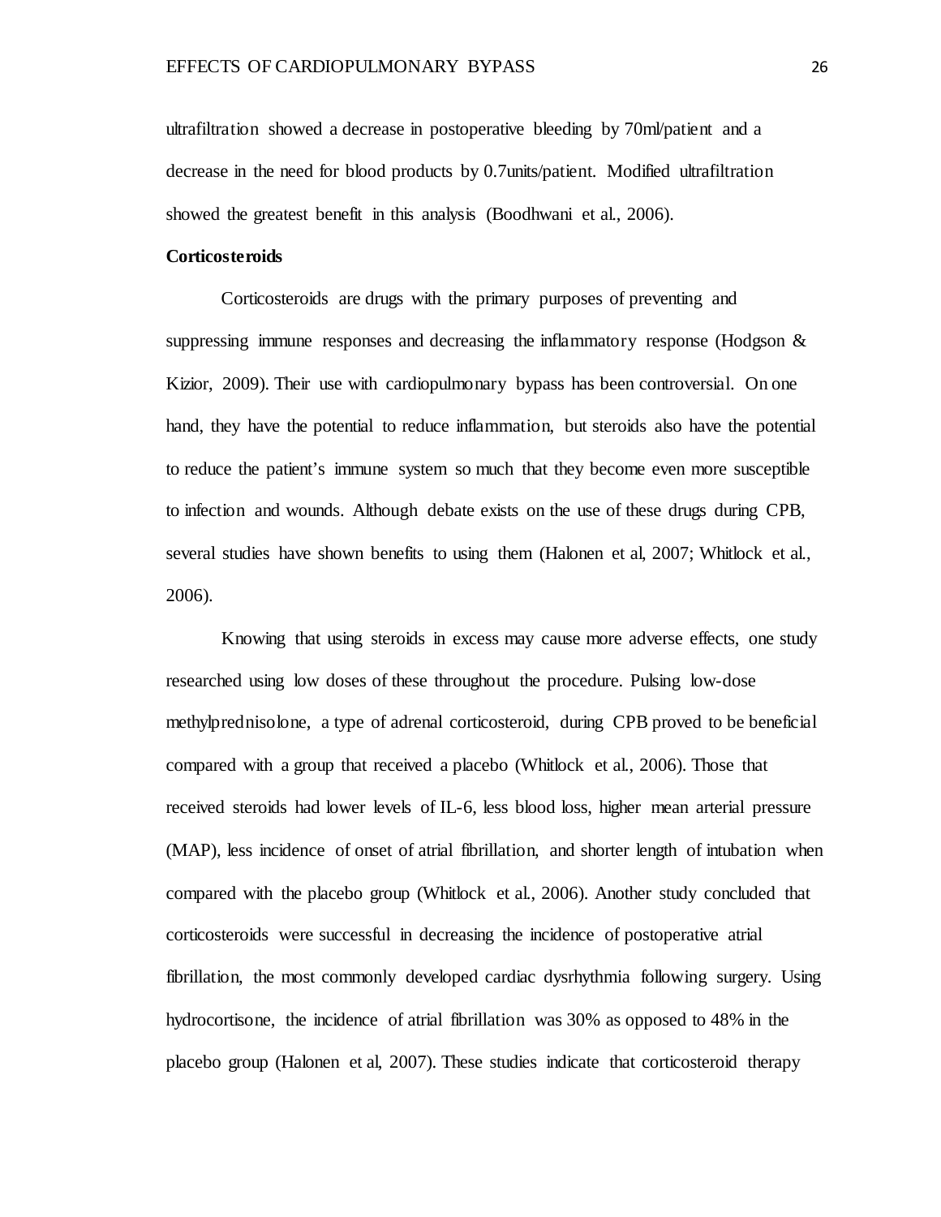ultrafiltration showed a decrease in postoperative bleeding by 70ml/patient and a decrease in the need for blood products by 0.7units/patient. Modified ultrafiltration showed the greatest benefit in this analysis (Boodhwani et al., 2006).

**Corticosteroids**

Corticosteroids are drugs with the primary purposes of preventing and suppressing immune responses and decreasing the inflammatory response (Hodgson & Kizior, 2009). Their use with cardiopulmonary bypass has been controversial. On one hand, they have the potential to reduce inflammation, but steroids also have the potential to reduce the patient's immune system so much that they become even more susceptible to infection and wounds. Although debate exists on the use of these drugs during CPB, several studies have shown benefits to using them (Halonen et al, 2007; Whitlock et al., 2006).

Knowing that using steroids in excess may cause more adverse effects, one study researched using low doses of these throughout the procedure. Pulsing low-dose methylprednisolone, a type of adrenal corticosteroid, during CPB proved to be beneficial compared with a group that received a placebo (Whitlock et al., 2006). Those that received steroids had lower levels of IL-6, less blood loss, higher mean arterial pressure (MAP), less incidence of onset of atrial fibrillation, and shorter length of intubation when compared with the placebo group (Whitlock et al., 2006). Another study concluded that corticosteroids were successful in decreasing the incidence of postoperative atrial fibrillation, the most commonly developed cardiac dysrhythmia following surgery. Using hydrocortisone, the incidence of atrial fibrillation was 30% as opposed to 48% in the placebo group (Halonen et al, 2007). These studies indicate that corticosteroid therapy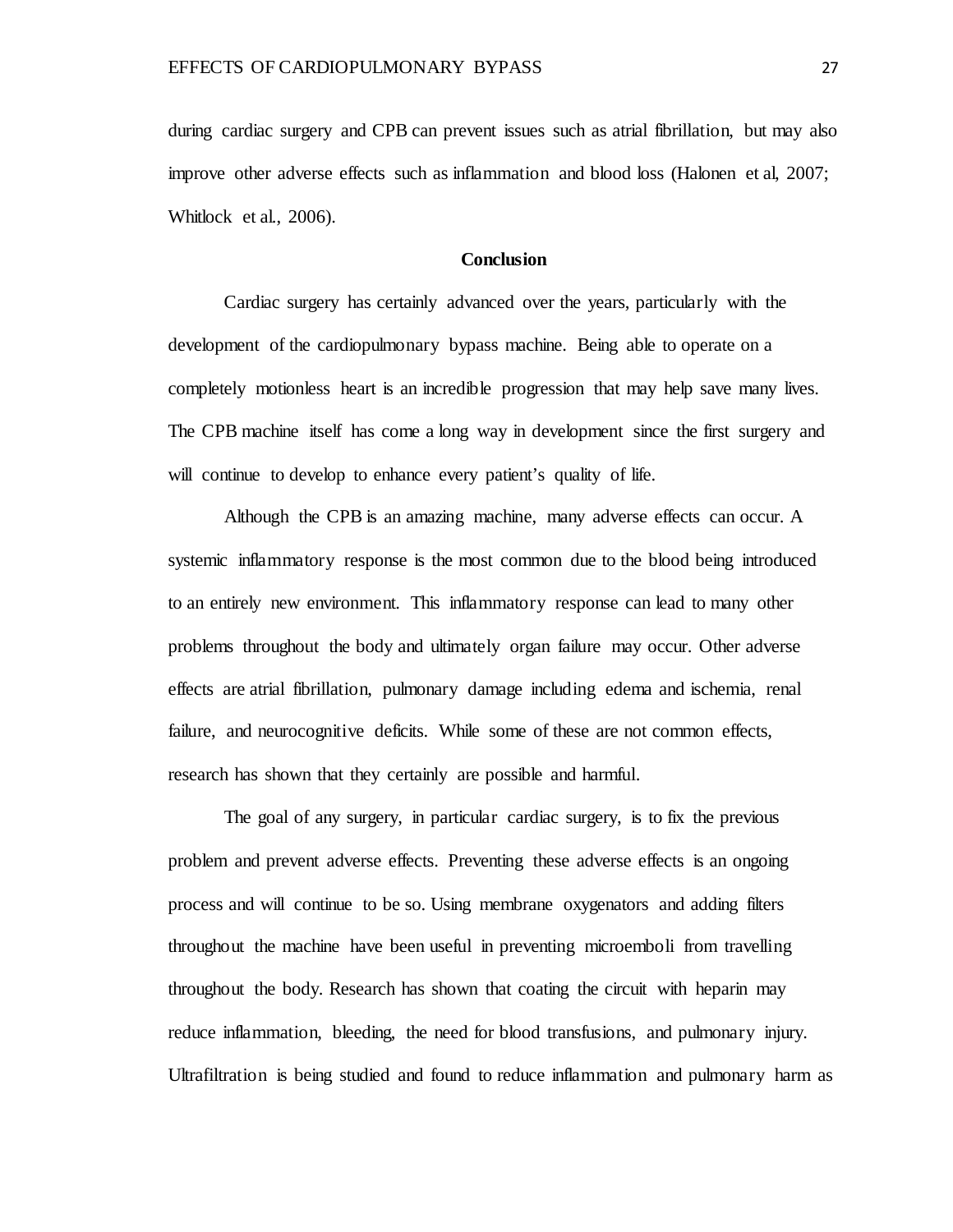during cardiac surgery and CPB can prevent issues such as atrial fibrillation, but may also improve other adverse effects such as inflammation and blood loss (Halonen et al, 2007; Whitlock et al., 2006).

## Conclusion

Cardiac surgery has certainly advanced over the years, particularly with the development of the cardiopulmonary bypass machine. Being able to operate on a completely motionless heart is an incredible progression that may help save many lives. The CPB machine itself has come a long way in development since the first surgery and will continue to develop to enhance every patient's quality of life.

Although the CPB is an amazing machine, many adverse effects can occur. A systemic inflammatory response is the most common due to the blood being introduced to an entirely new environment. This inflammatory response can lead to many other problems throughout the body and ultimately organ failure may occur. Other adverse effects are atrial fibrillation, pulmonary damage including edema and ischemia, renal failure, and neurocognitive deficits. While some of these are not common effects, research has shown that they certainly are possible and harmful.

The goal of any surgery, in particular cardiac surgery, is to fix the previous problem and prevent adverse effects. Preventing these adverse effects is an ongoing process and will continue to be so. Using membrane oxygenators and adding filters throughout the machine have been useful in preventing microemboli from travelling throughout the body. Research has shown that coating the circuit with heparin may reduce inflammation, bleeding, the need for blood transfusions, and pulmonary injury. Ultrafiltration is being studied and found to reduce inflammation and pulmonary harm as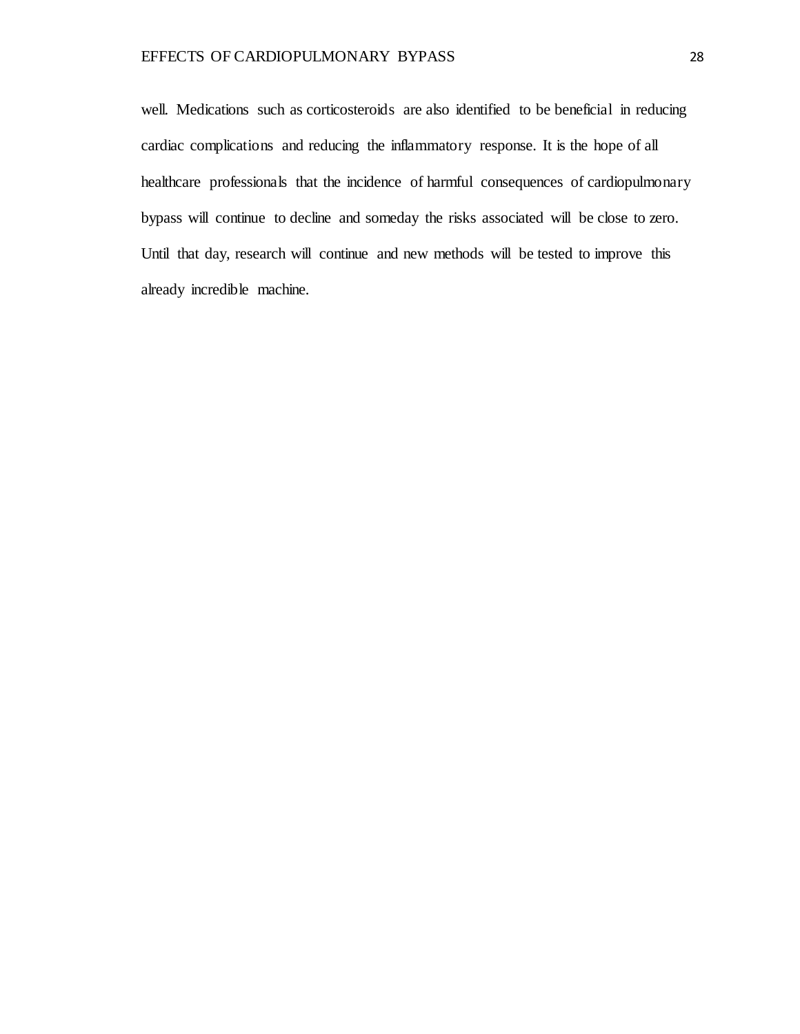well. Medications such as corticosteroids are also identified to be beneficial in reducing cardiac complications and reducing the inflammatory response. It is the hope of all healthcare professionals that the incidence of harmful consequences of cardiopulmonary bypass will continue to decline and someday the risks associated will be close to zero. Until that day, research will continue and new methods will be tested to improve this already incredible machine.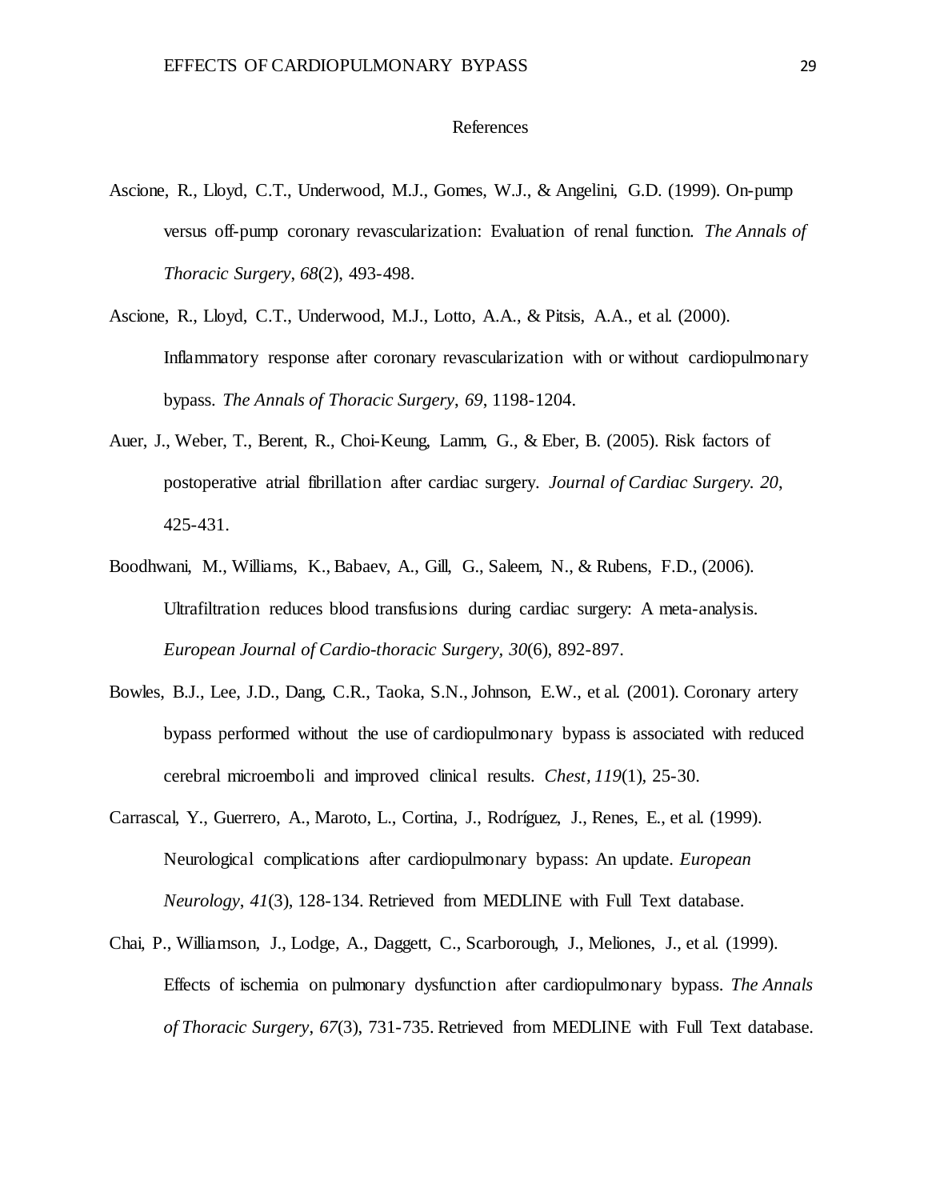# References

Ascione, R., Lloyd, C.T., Underwood, M.J., Gomes, W.J., & Angelini, G.D. (1999). On-pump versus off-pump coronary revascularization: Evaluation of renal function. *The Annals of Thoracic Surgery*, *68*(2), 493-498.

Ascione, R., Lloyd, C.T., Underwood, M.J., Lotto, A.A., & Pitsis, A.A., et al. (2000). Inflammatory response after coronary revascularization with or without cardiopulmonary bypass. *The Annals of Thoracic Surgery*, *69*, 1198-1204.

Auer, J., Weber, T., Berent, R., Choi-Keung, Lamm, G., & Eber, B. (2005). Risk factors of postoperative atrial fibrillation after cardiac surgery. *Journal of Cardiac Surgery. 20*, 425-431.

Boodhwani, M., Williams, K., Babaev, A., Gill, G., Saleem, N., & Rubens, F.D., (2006). Ultrafiltration reduces blood transfusions during cardiac surgery: A meta-analysis. *European Journal of Cardio-thoracic Surgery, 30*(6), 892-897.

Bowles, B.J., Lee, J.D., Dang, C.R., Taoka, S.N., Johnson, E.W., et al. (2001). Coronary artery bypass performed without the use of cardiopulmonary bypass is associated with reduced cerebral microemboli and improved clinical results. *Chest, 119*(1), 25-30.

Carrascal, Y., Guerrero, A., Maroto, L., Cortina, J., Rodríguez, J., Renes, E., et al. (1999). Neurological complications after cardiopulmonary bypass: An update. *European Neurology*, *41*(3), 128-134. Retrieved from MEDLINE with Full Text database.

Chai, P., Williamson, J., Lodge, A., Daggett, C., Scarborough, J., Meliones, J., et al. (1999). Effects of ischemia on pulmonary dysfunction after cardiopulmonary bypass. *The Annals of Thoracic Surgery*, *67*(3), 731-735. Retrieved from MEDLINE with Full Text database.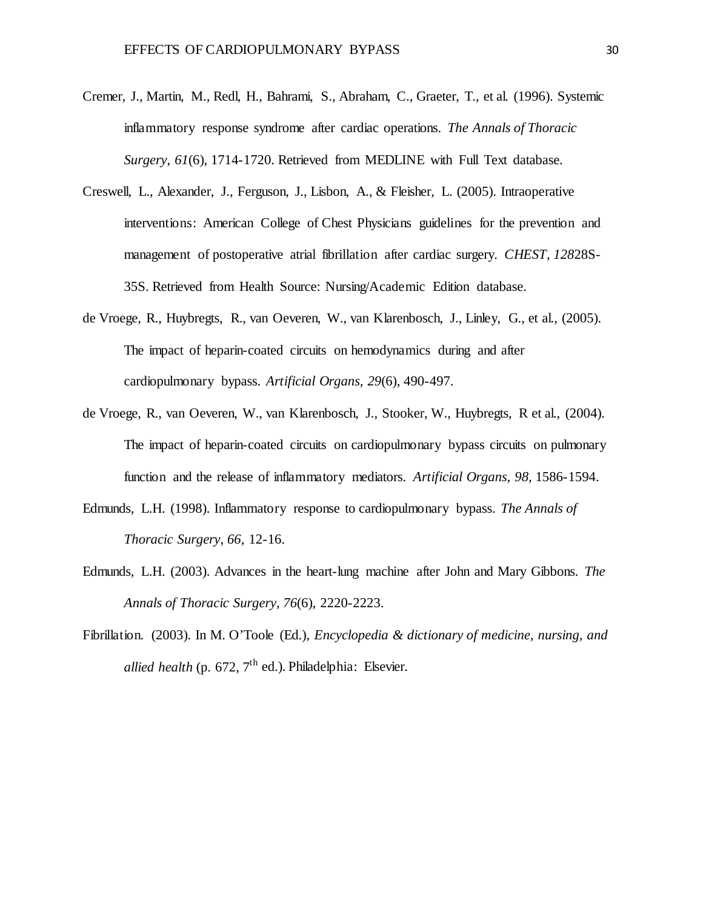Cremer, J., Martin, M., Redl, H., Bahrami, S., Abraham, C., Graeter, T., et al. (1996). Systemic inflammatory response syndrome after cardiac operations. *The Annals of Thoracic Surgery*, *61*(6), 1714-1720. Retrieved from MEDLINE with Full Text database.

Creswell, L., Alexander, J., Ferguson, J., Lisbon, A., & Fleisher, L. (2005). Intraoperative interventions: American College of Chest Physicians guidelines for the prevention and management of postoperative atrial fibrillation after cardiac surgery. *CHEST*, *128*28S-35S. Retrieved from Health Source: Nursing/Academic Edition database.

de Vroege, R., Huybregts, R., van Oeveren, W., van Klarenbosch, J., Linley, G., et al., (2005). The impact of heparin-coated circuits on hemodynamics during and after cardiopulmonary bypass. *Artificial Organs, 29*(6), 490-497.

de Vroege, R., van Oeveren, W., van Klarenbosch, J., Stooker, W., Huybregts, R et al., (2004). The impact of heparin-coated circuits on cardiopulmonary bypass circuits on pulmonary function and the release of inflammatory mediators. *Artificial Organs, 98,* 1586-1594.

Edmunds, L.H. (1998). Inflammatory response to cardiopulmonary bypass. *The Annals of Thoracic Surgery*, *66*, 12-16.

Edmunds, L.H. (2003). Advances in the heart-lung machine after John and Mary Gibbons. *The Annals of Thoracic Surgery*, *76*(6), 2220-2223.

Fibrillation. (2003). In M. O'Toole (Ed.), *Encyclopedia & dictionary of medicine, nursing, and allied health* (p. 672, 7th ed.). Philadelphia: Elsevier.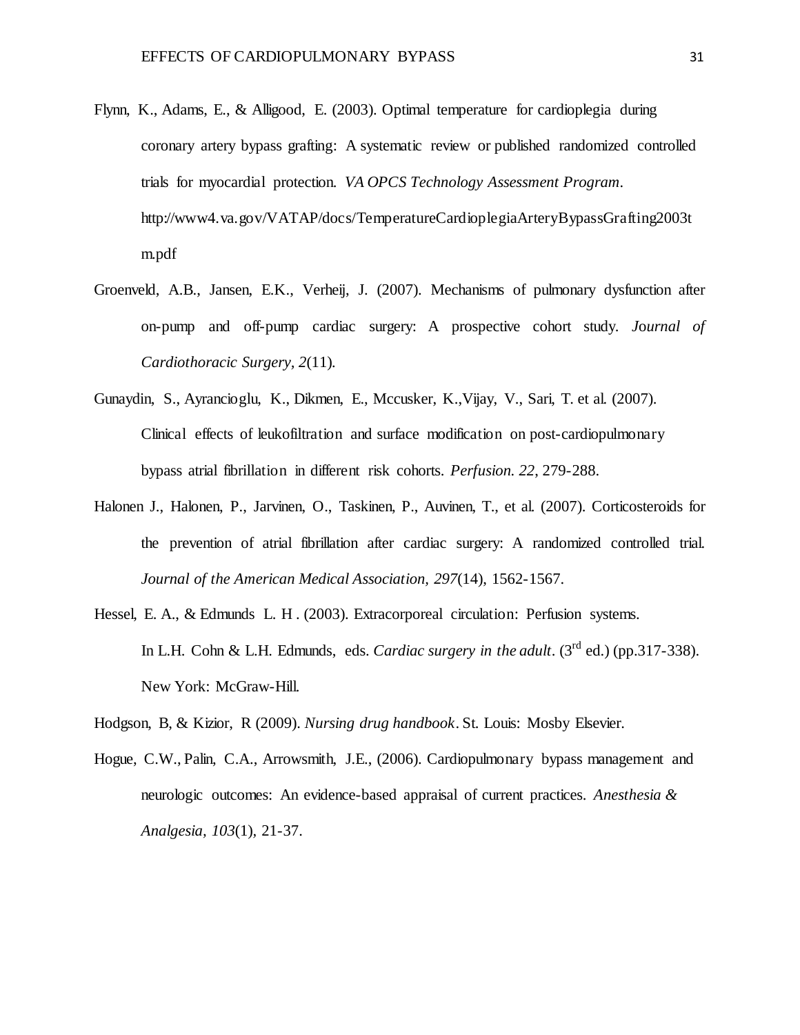Flynn, K., Adams, E., & Alligood, E. (2003). Optimal temperature for cardioplegia during coronary artery bypass grafting: A systematic review or published randomized controlled trials for myocardial protection. *VA OPCS Technology Assessment Program*. http://www4.va.gov/VATAP/docs/TemperatureCardioplegiaArteryBypassGrafting2003tm.pdf

Groenveld, A.B., Jansen, E.K., Verheij, J. (2007). Mechanisms of pulmonary dysfunction after on-pump and off-pump cardiac surgery: A prospective cohort study. *Journal of Cardiothoracic Surgery, 2*(11).

Gunaydin, S., Ayrancioglu, K., Dikmen, E., Mccusker, K.,Vijay, V., Sari, T. et al. (2007). Clinical effects of leukofiltration and surface modification on post-cardiopulmonary bypass atrial fibrillation in different risk cohorts. *Perfusion. 22*, 279-288.

Halonen J., Halonen, P., Jarvinen, O., Taskinen, P., Auvinen, T., et al. (2007). Corticosteroids for the prevention of atrial fibrillation after cardiac surgery: A randomized controlled trial. *Journal of the American Medical Association, 297*(14), 1562-1567.

Hessel, E. A., & Edmunds L. H . (2003). Extracorporeal circulation: Perfusion systems. In L.H. Cohn & L.H. Edmunds, eds. *Cardiac surgery in the adult*. (3rd ed.) (pp.317-338). New York: McGraw-Hill.

Hodgson, B, & Kizior, R (2009). *Nursing drug handbook*. St. Louis: Mosby Elsevier.

Hogue, C.W., Palin, C.A., Arrowsmith, J.E., (2006). Cardiopulmonary bypass management and neurologic outcomes: An evidence-based appraisal of current practices. *Anesthesia & Analgesia, 103*(1), 21-37.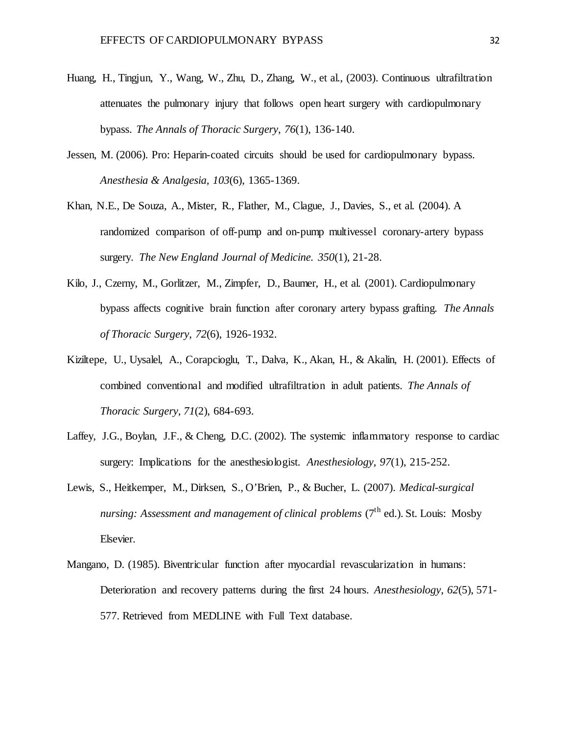Huang, H., Tingjun, Y., Wang, W., Zhu, D., Zhang, W., et al., (2003). Continuous ultrafiltration attenuates the pulmonary injury that follows open heart surgery with cardiopulmonary bypass. *The Annals of Thoracic Surgery*, *76*(1), 136-140.

Jessen, M. (2006). Pro: Heparin-coated circuits should be used for cardiopulmonary bypass. *Anesthesia & Analgesia*, *103*(6), 1365-1369.

Khan, N.E., De Souza, A., Mister, R., Flather, M., Clague, J., Davies, S., et al. (2004). A randomized comparison of off-pump and on-pump multivessel coronary-artery bypass surgery. *The New England Journal of Medicine. 350*(1), 21-28.

Kilo, J., Czerny, M., Gorlitzer, M., Zimpfer, D., Baumer, H., et al. (2001). Cardiopulmonary bypass affects cognitive brain function after coronary artery bypass grafting. *The Annals of Thoracic Surgery*, *72*(6), 1926-1932.

Kiziltepe, U., Uysalel, A., Corapcioglu, T., Dalva, K., Akan, H., & Akalin, H. (2001). Effects of combined conventional and modified ultrafiltration in adult patients. *The Annals of Thoracic Surgery*, *71*(2), 684-693.

Laffey, J.G., Boylan, J.F., & Cheng, D.C. (2002). The systemic inflammatory response to cardiac surgery: Implications for the anesthesiologist. *Anesthesiology*, *97*(1), 215-252.

Lewis, S., Heitkemper, M., Dirksen, S., O'Brien, P., & Bucher, L. (2007). *Medical-surgical nursing: Assessment and management of clinical problems* (7th ed.). St. Louis: Mosby Elsevier.

Mangano, D. (1985). Biventricular function after myocardial revascularization in humans: Deterioration and recovery patterns during the first 24 hours. *Anesthesiology*, *62*(5), 571-577. Retrieved from MEDLINE with Full Text database.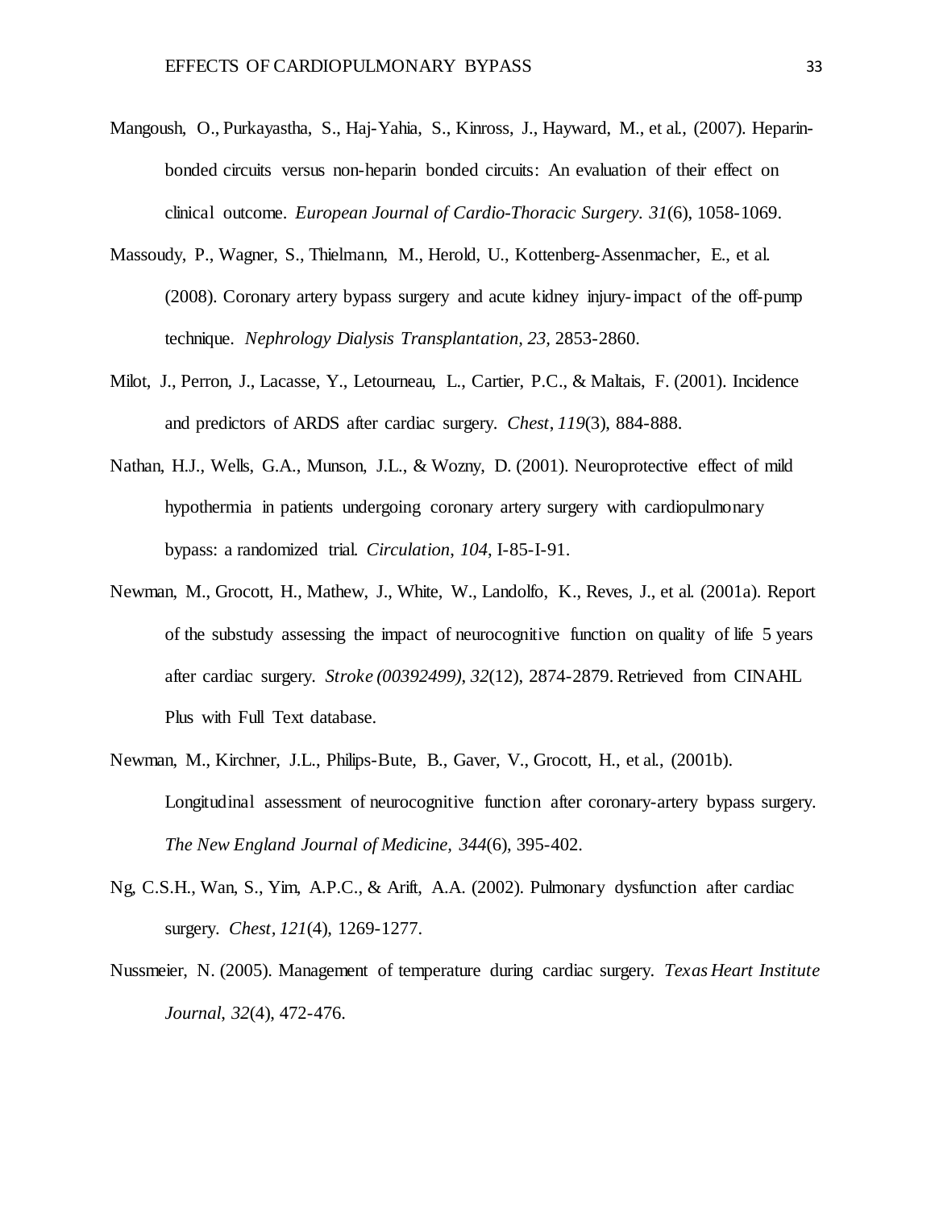Mangoush, O., Purkayastha, S., Haj-Yahia, S., Kinross, J., Hayward, M., et al., (2007). Heparin-bonded circuits versus non-heparin bonded circuits: An evaluation of their effect on clinical outcome. *European Journal of Cardio-Thoracic Surgery. 31*(6), 1058-1069.

Massoudy, P., Wagner, S., Thielmann, M., Herold, U., Kottenberg-Assenmacher, E., et al. (2008). Coronary artery bypass surgery and acute kidney injury-impact of the off-pump technique. *Nephrology Dialysis Transplantation, 23*, 2853-2860.

Milot, J., Perron, J., Lacasse, Y., Letourneau, L., Cartier, P.C., & Maltais, F. (2001). Incidence and predictors of ARDS after cardiac surgery. *Chest*, *119*(3), 884-888.

Nathan, H.J., Wells, G.A., Munson, J.L., & Wozny, D. (2001). Neuroprotective effect of mild hypothermia in patients undergoing coronary artery surgery with cardiopulmonary bypass: a randomized trial. *Circulation*, *104*, I-85-I-91.

Newman, M., Grocott, H., Mathew, J., White, W., Landolfo, K., Reves, J., et al. (2001a). Report of the substudy assessing the impact of neurocognitive function on quality of life 5 years after cardiac surgery. *Stroke (00392499)*, *32*(12), 2874-2879. Retrieved from CINAHL Plus with Full Text database.

Newman, M., Kirchner, J.L., Philips-Bute, B., Gaver, V., Grocott, H., et al., (2001b). Longitudinal assessment of neurocognitive function after coronary-artery bypass surgery. *The New England Journal of Medicine, 344*(6), 395-402.

Ng, C.S.H., Wan, S., Yim, A.P.C., & Arift, A.A. (2002). Pulmonary dysfunction after cardiac surgery. *Chest*, *121*(4), 1269-1277.

Nussmeier, N. (2005). Management of temperature during cardiac surgery. *Texas Heart Institute Journal*, *32*(4), 472-476.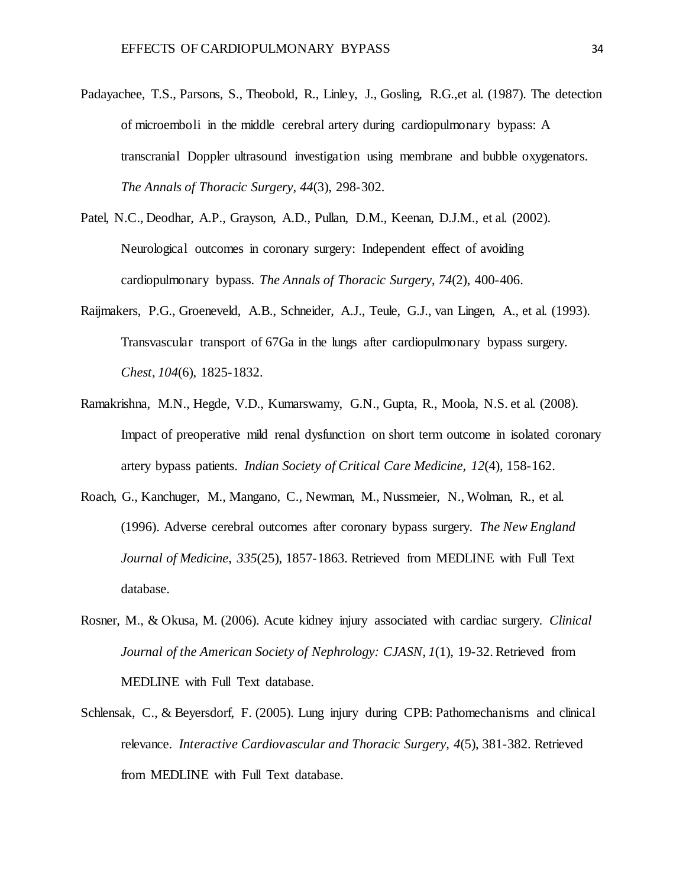Padayachee, T.S., Parsons, S., Theobold, R., Linley, J., Gosling, R.G.,et al. (1987). The detection of microemboli in the middle cerebral artery during cardiopulmonary bypass: A transcranial Doppler ultrasound investigation using membrane and bubble oxygenators. *The Annals of Thoracic Surgery*, *44*(3), 298-302.

Patel, N.C., Deodhar, A.P., Grayson, A.D., Pullan, D.M., Keenan, D.J.M., et al. (2002). Neurological outcomes in coronary surgery: Independent effect of avoiding cardiopulmonary bypass. *The Annals of Thoracic Surgery*, *74*(2), 400-406.

Raijmakers, P.G., Groeneveld, A.B., Schneider, A.J., Teule, G.J., van Lingen, A., et al. (1993). Transvascular transport of 67Ga in the lungs after cardiopulmonary bypass surgery. *Chest, 104*(6), 1825-1832.

Ramakrishna, M.N., Hegde, V.D., Kumarswamy, G.N., Gupta, R., Moola, N.S. et al. (2008). Impact of preoperative mild renal dysfunction on short term outcome in isolated coronary artery bypass patients. *Indian Society of Critical Care Medicine*, *12*(4), 158-162.

Roach, G., Kanchuger, M., Mangano, C., Newman, M., Nussmeier, N., Wolman, R., et al. (1996). Adverse cerebral outcomes after coronary bypass surgery. *The New England Journal of Medicine*, *335*(25), 1857-1863. Retrieved from MEDLINE with Full Text database.

Rosner, M., & Okusa, M. (2006). Acute kidney injury associated with cardiac surgery. *Clinical Journal of the American Society of Nephrology: CJASN*, *1*(1), 19-32. Retrieved from MEDLINE with Full Text database.

Schlensak, C., & Beyersdorf, F. (2005). Lung injury during CPB: Pathomechanisms and clinical relevance. *Interactive Cardiovascular and Thoracic Surgery*, *4*(5), 381-382. Retrieved from MEDLINE with Full Text database.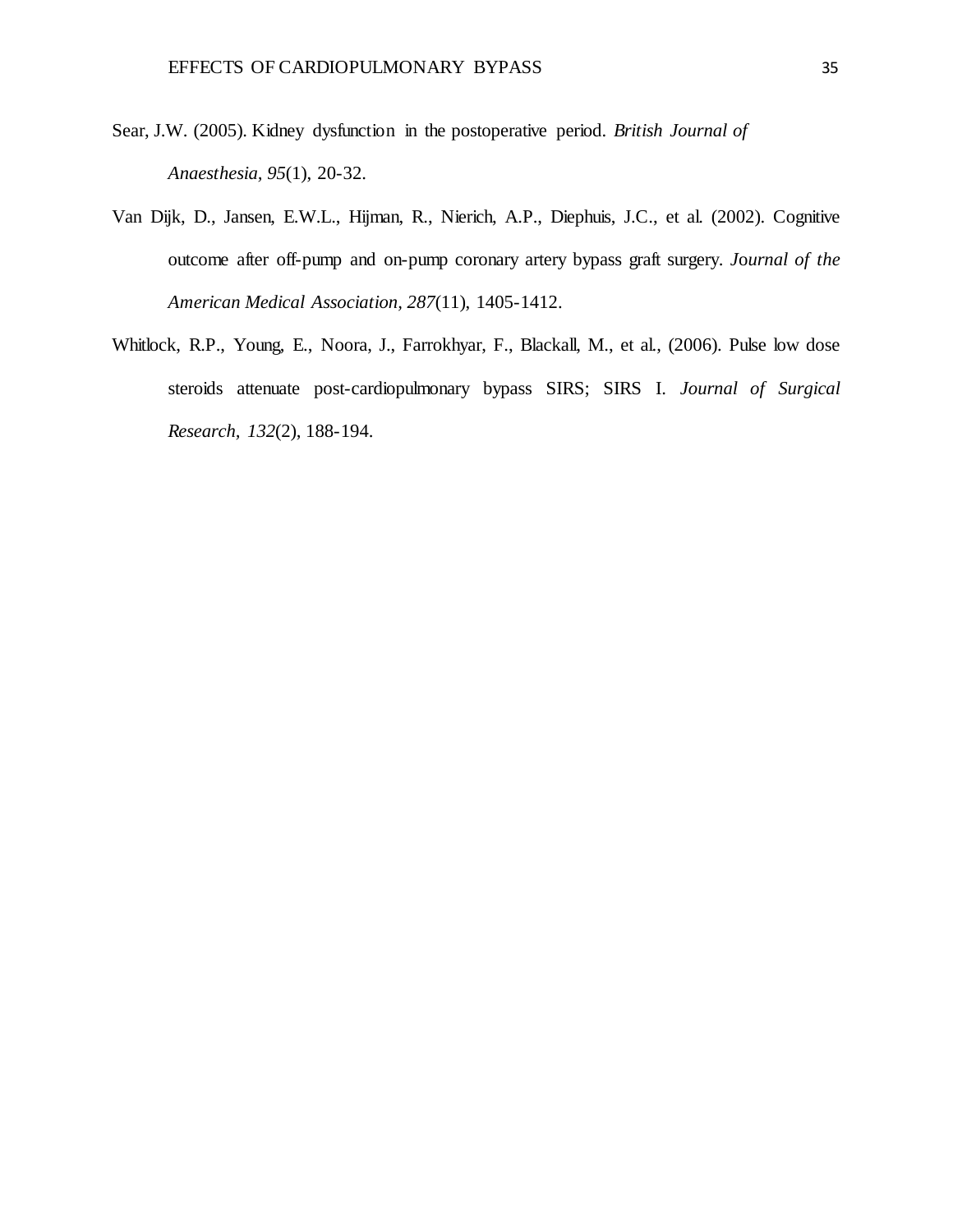Sear, J.W. (2005). Kidney dysfunction in the postoperative period. *British Journal of Anaesthesia, 95*(1), 20-32.

Van Dijk, D., Jansen, E.W.L., Hijman, R., Nierich, A.P., Diephuis, J.C., et al. (2002). Cognitive outcome after off-pump and on-pump coronary artery bypass graft surgery. *Journal of the American Medical Association, 287*(11), 1405-1412.

Whitlock, R.P., Young, E., Noora, J., Farrokhyar, F., Blackall, M., et al., (2006). Pulse low dose steroids attenuate post-cardiopulmonary bypass SIRS; SIRS I. *Journal of Surgical Research, 132*(2), 188-194.